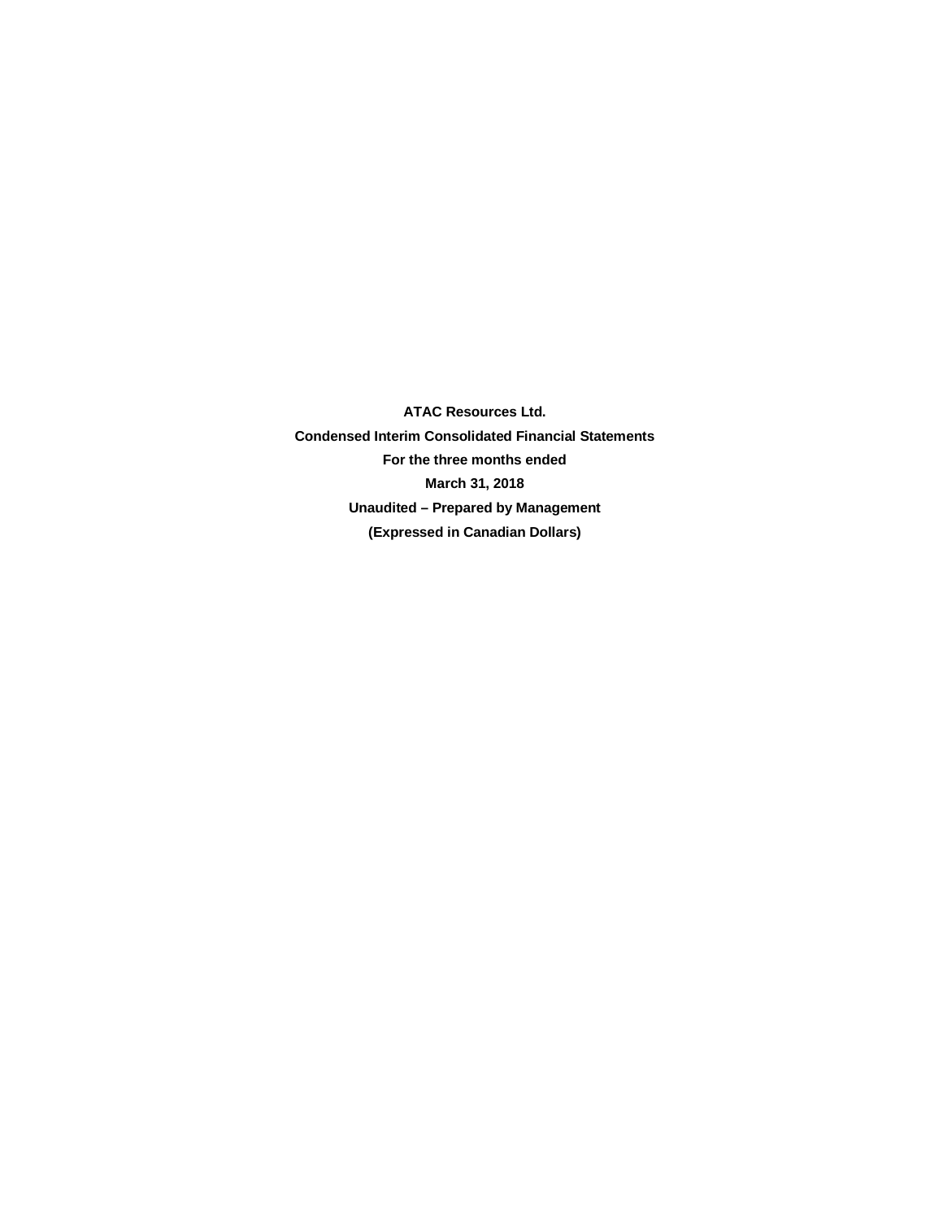**ATAC Resources Ltd.**

**Condensed Interim Consolidated Financial Statements**

**For the three months ended**

**March 31, 2018**

**Unaudited – Prepared by Management**

**(Expressed in Canadian Dollars)**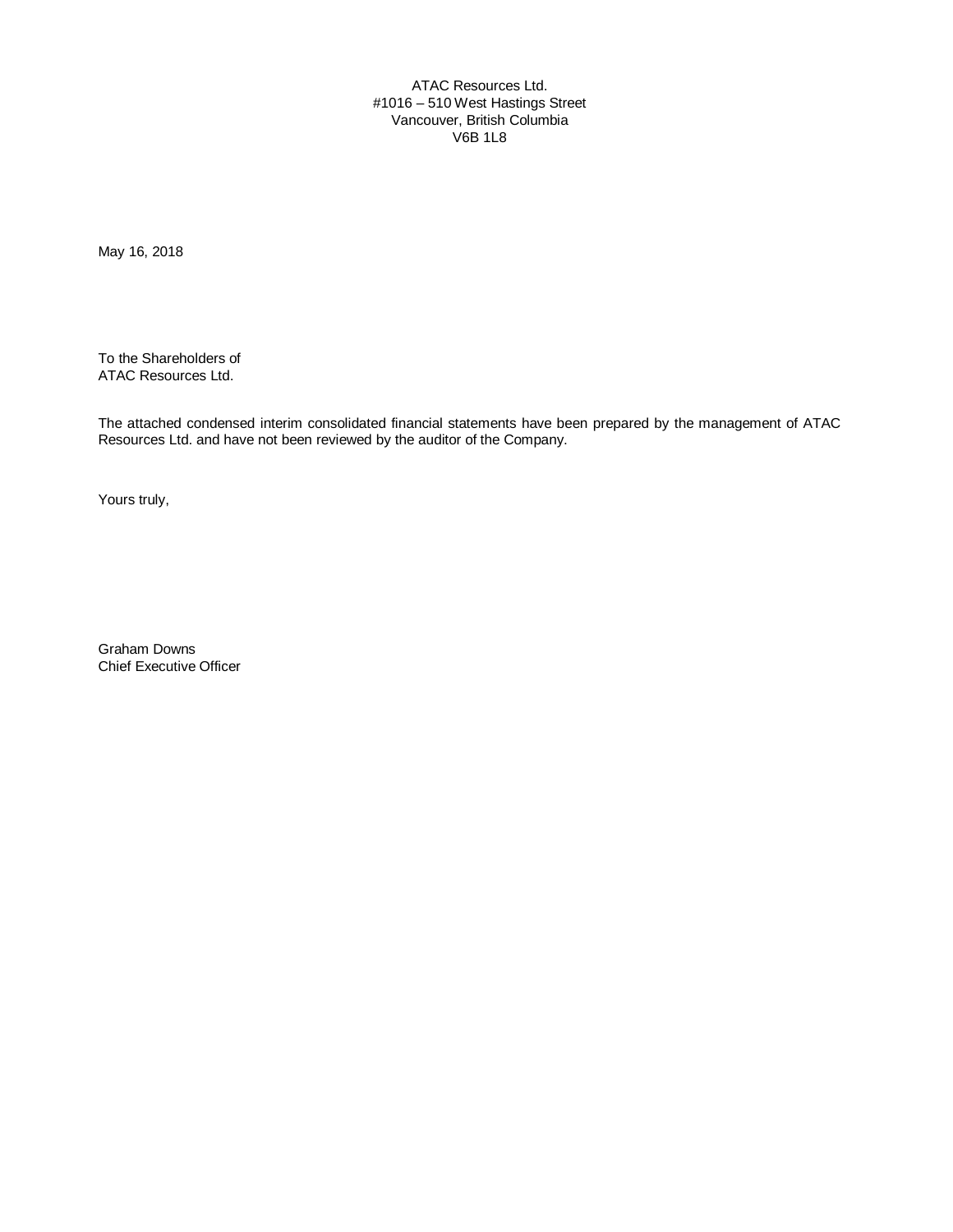ATAC Resources Ltd.
#1016 – 510 West Hastings Street
Vancouver, British Columbia
V6B 1L8

May 16, 2018

To the Shareholders of
ATAC Resources Ltd.

The attached condensed interim consolidated financial statements have been prepared by the management of ATAC Resources Ltd. and have not been reviewed by the auditor of the Company.

Yours truly,

Graham Downs
Chief Executive Officer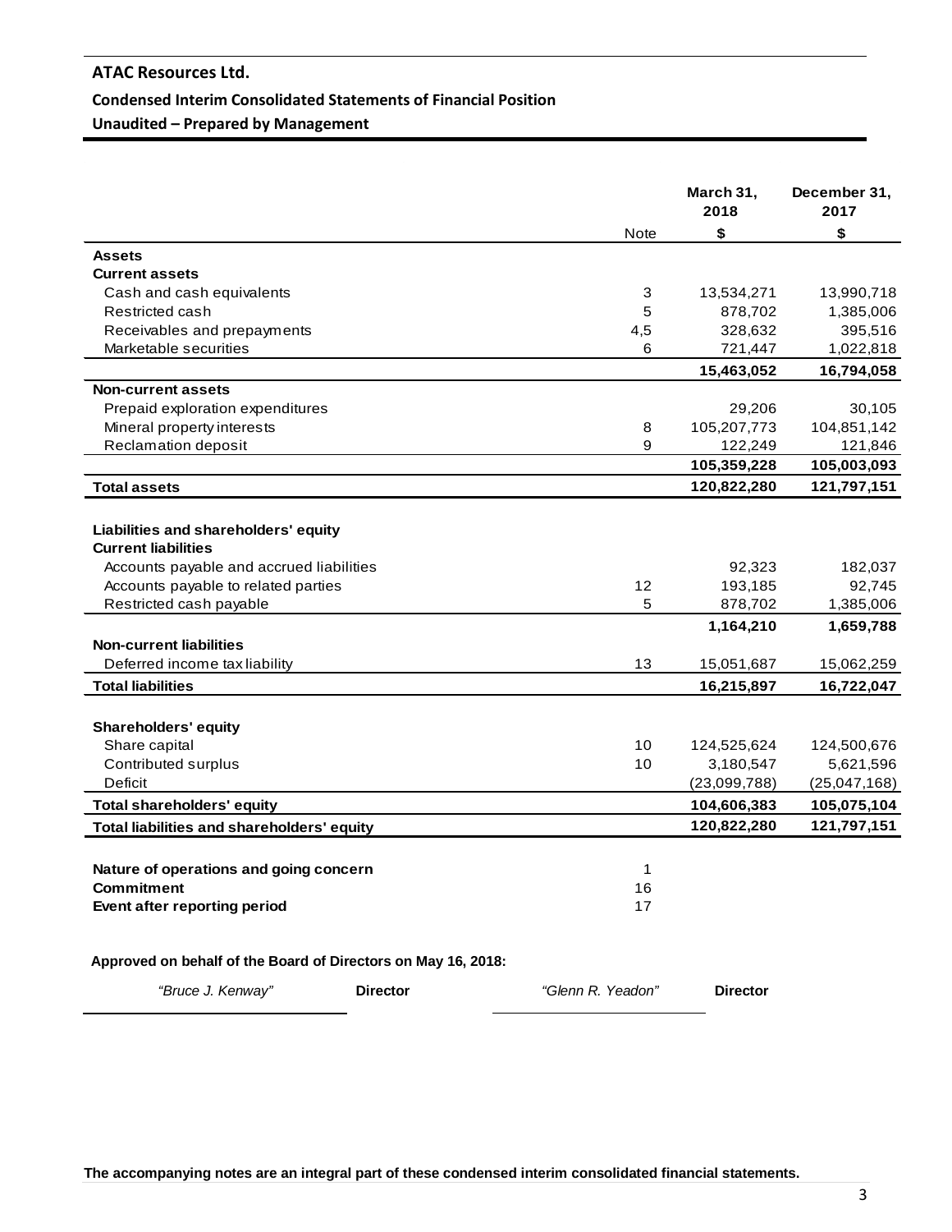**ATAC Resources Ltd.**

**Condensed Interim Consolidated Statements of Financial Position**

**Unaudited – Prepared by Management**

| | Note | March 31, 2018 $ | December 31, 2017 $ |
|---|---|---|---|
| **Assets** | | | |
| **Current assets** | | | |
| Cash and cash equivalents | 3 | 13,534,271 | 13,990,718 |
| Restricted cash | 5 | 878,702 | 1,385,006 |
| Receivables and prepayments | 4,5 | 328,632 | 395,516 |
| Marketable securities | 6 | 721,447 | 1,022,818 |
| | | **15,463,052** | **16,794,058** |
| **Non-current assets** | | | |
| Prepaid exploration expenditures | | 29,206 | 30,105 |
| Mineral property interests | 8 | 105,207,773 | 104,851,142 |
| Reclamation deposit | 9 | 122,249 | 121,846 |
| | | **105,359,228** | **105,003,093** |
| **Total assets** | | **120,822,280** | **121,797,151** |
| | | | |
| **Liabilities and shareholders' equity** | | | |
| **Current liabilities** | | | |
| Accounts payable and accrued liabilities | | 92,323 | 182,037 |
| Accounts payable to related parties | 12 | 193,185 | 92,745 |
| Restricted cash payable | 5 | 878,702 | 1,385,006 |
| | | **1,164,210** | **1,659,788** |
| **Non-current liabilities** | | | |
| Deferred income tax liability | 13 | 15,051,687 | 15,062,259 |
| **Total liabilities** | | **16,215,897** | **16,722,047** |
| | | | |
| **Shareholders' equity** | | | |
| Share capital | 10 | 124,525,624 | 124,500,676 |
| Contributed surplus | 10 | 3,180,547 | 5,621,596 |
| Deficit | | (23,099,788) | (25,047,168) |
| **Total shareholders' equity** | | **104,606,383** | **105,075,104** |
| **Total liabilities and shareholders' equity** | | **120,822,280** | **121,797,151** |
| | | | |
| **Nature of operations and going concern** | 1 | | |
| **Commitment** | 16 | | |
| **Event after reporting period** | 17 | | |

**Approved on behalf of the Board of Directors on May 16, 2018:**

*"Bruce J. Kenway"* **Director** *"Glenn R. Yeadon"* **Director**

**The accompanying notes are an integral part of these condensed interim consolidated financial statements.**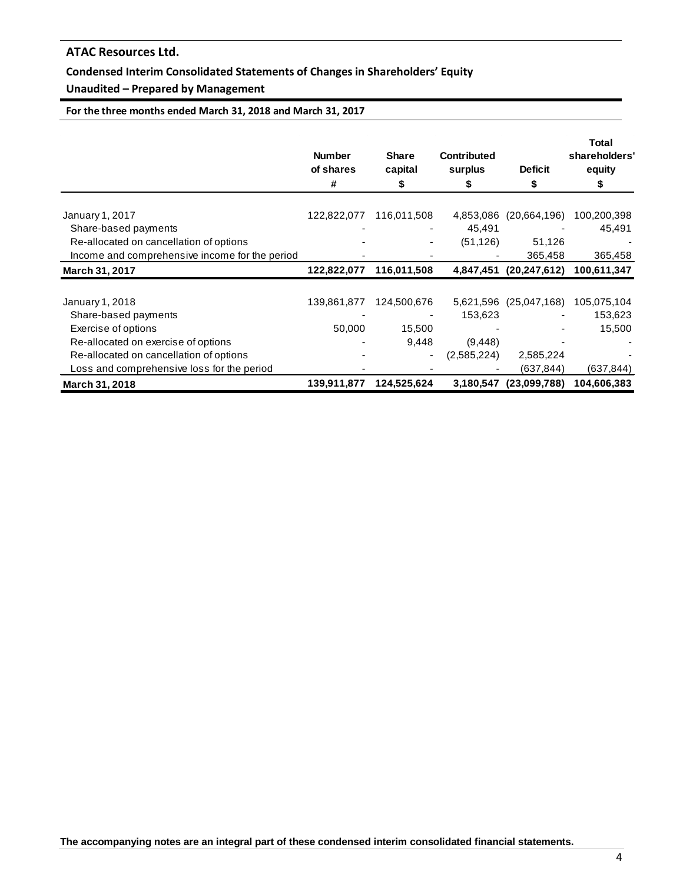**ATAC Resources Ltd.**

**Condensed Interim Consolidated Statements of Changes in Shareholders' Equity**

**Unaudited – Prepared by Management**

**For the three months ended March 31, 2018 and March 31, 2017**

| | Number of shares # | Share capital $ | Contributed surplus $ | Deficit $ | Total shareholders' equity $ |
|---|---|---|---|---|---|
| January 1, 2017 | 122,822,077 | 116,011,508 | 4,853,086 | (20,664,196) | 100,200,398 |
| Share-based payments | - | - | 45,491 | - | 45,491 |
| Re-allocated on cancellation of options | - | - | (51,126) | 51,126 | - |
| Income and comprehensive income for the period | - | - | - | 365,458 | 365,458 |
| **March 31, 2017** | **122,822,077** | **116,011,508** | **4,847,451** | **(20,247,612)** | **100,611,347** |
| | | | | | |
| January 1, 2018 | 139,861,877 | 124,500,676 | 5,621,596 | (25,047,168) | 105,075,104 |
| Share-based payments | - | - | 153,623 | - | 153,623 |
| Exercise of options | 50,000 | 15,500 | - | - | 15,500 |
| Re-allocated on exercise of options | - | 9,448 | (9,448) | - | - |
| Re-allocated on cancellation of options | - | - | (2,585,224) | 2,585,224 | - |
| Loss and comprehensive loss for the period | - | - | - | (637,844) | (637,844) |
| **March 31, 2018** | **139,911,877** | **124,525,624** | **3,180,547** | **(23,099,788)** | **104,606,383** |

**The accompanying notes are an integral part of these condensed interim consolidated financial statements.**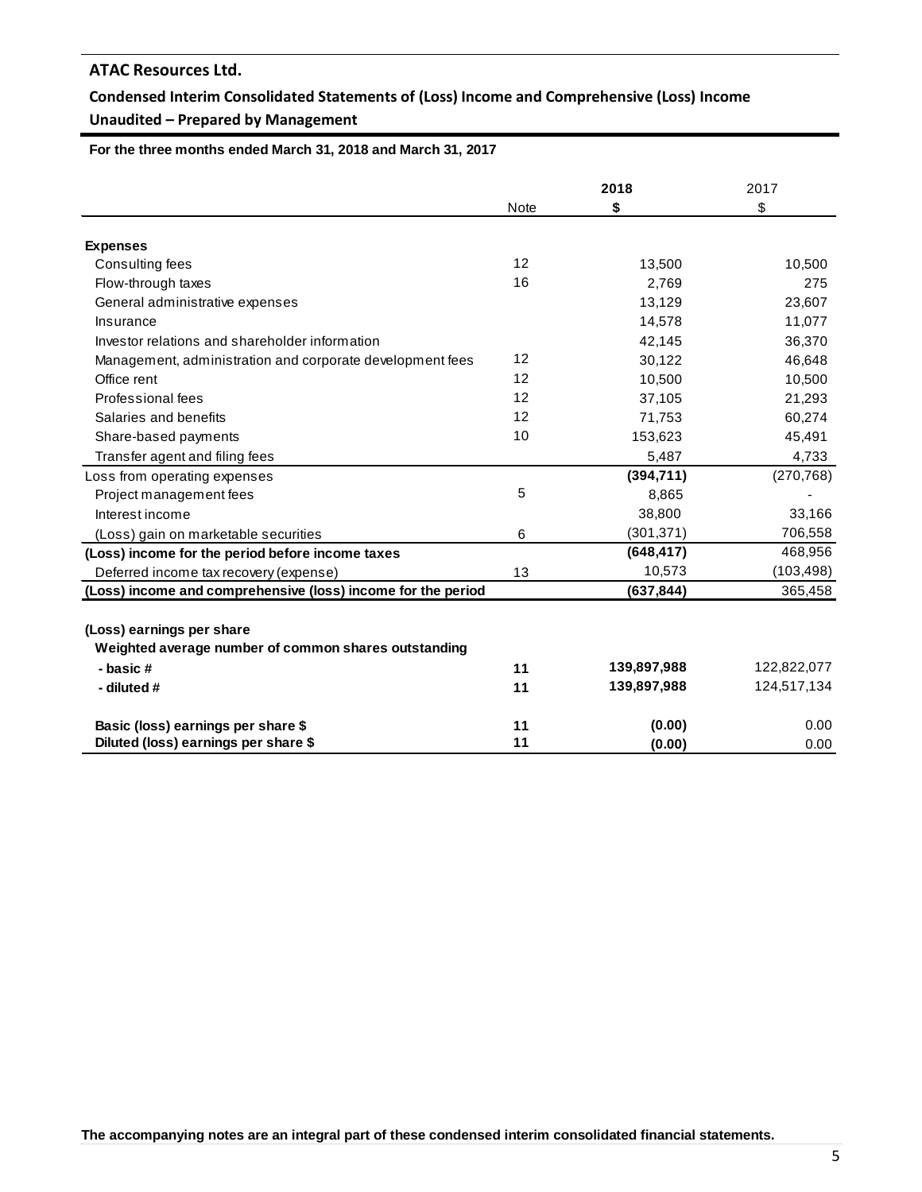## ATAC Resources Ltd.

### Condensed Interim Consolidated Statements of (Loss) Income and Comprehensive (Loss) Income

### Unaudited – Prepared by Management

**For the three months ended March 31, 2018 and March 31, 2017**

| | Note | **2018** **$** | 2017 $ |
|---|---|---|---|
| **Expenses** | | | |
| Consulting fees | 12 | 13,500 | 10,500 |
| Flow-through taxes | 16 | 2,769 | 275 |
| General administrative expenses | | 13,129 | 23,607 |
| Insurance | | 14,578 | 11,077 |
| Investor relations and shareholder information | | 42,145 | 36,370 |
| Management, administration and corporate development fees | 12 | 30,122 | 46,648 |
| Office rent | 12 | 10,500 | 10,500 |
| Professional fees | 12 | 37,105 | 21,293 |
| Salaries and benefits | 12 | 71,753 | 60,274 |
| Share-based payments | 10 | 153,623 | 45,491 |
| Transfer agent and filing fees | | 5,487 | 4,733 |
| Loss from operating expenses | | **(394,711)** | (270,768) |
| Project management fees | 5 | 8,865 | - |
| Interest income | | 38,800 | 33,166 |
| (Loss) gain on marketable securities | 6 | (301,371) | 706,558 |
| **(Loss) income for the period before income taxes** | | **(648,417)** | 468,956 |
| Deferred income tax recovery (expense) | 13 | 10,573 | (103,498) |
| **(Loss) income and comprehensive (loss) income for the period** | | **(637,844)** | 365,458 |
| | | | |
| **(Loss) earnings per share** | | | |
| **Weighted average number of common shares outstanding** | | | |
| **- basic #** | **11** | **139,897,988** | 122,822,077 |
| **- diluted #** | **11** | **139,897,988** | 124,517,134 |
| | | | |
| **Basic (loss) earnings per share $** | **11** | **(0.00)** | 0.00 |
| **Diluted (loss) earnings per share $** | **11** | **(0.00)** | 0.00 |

**The accompanying notes are an integral part of these condensed interim consolidated financial statements.**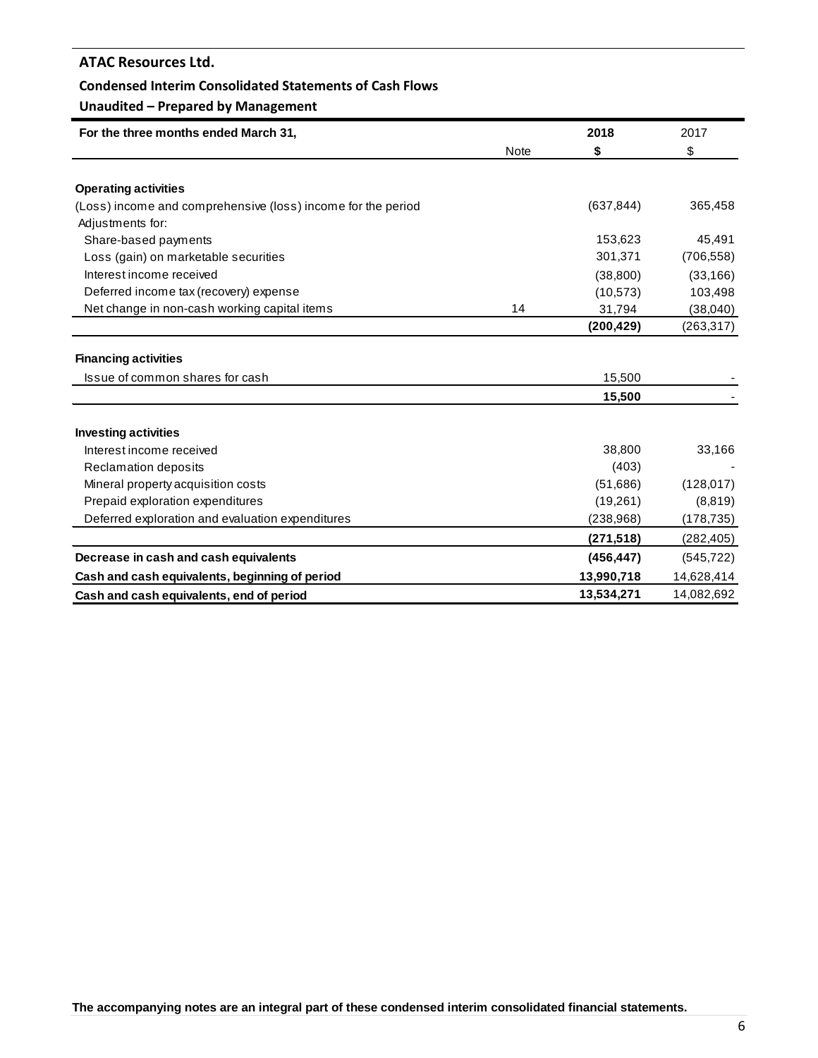**ATAC Resources Ltd.**

**Condensed Interim Consolidated Statements of Cash Flows**

**Unaudited – Prepared by Management**

| For the three months ended March 31, | Note | 2018<br>$ | 2017<br>$ |
|---|---|---|---|
| **Operating activities** | | | |
| (Loss) income and comprehensive (loss) income for the period | | (637,844) | 365,458 |
| Adjustments for: | | | |
| Share-based payments | | 153,623 | 45,491 |
| Loss (gain) on marketable securities | | 301,371 | (706,558) |
| Interest income received | | (38,800) | (33,166) |
| Deferred income tax (recovery) expense | | (10,573) | 103,498 |
| Net change in non-cash working capital items | 14 | 31,794 | (38,040) |
| | | **(200,429)** | (263,317) |
| **Financing activities** | | | |
| Issue of common shares for cash | | 15,500 | - |
| | | **15,500** | - |
| **Investing activities** | | | |
| Interest income received | | 38,800 | 33,166 |
| Reclamation deposits | | (403) | - |
| Mineral property acquisition costs | | (51,686) | (128,017) |
| Prepaid exploration expenditures | | (19,261) | (8,819) |
| Deferred exploration and evaluation expenditures | | (238,968) | (178,735) |
| | | **(271,518)** | (282,405) |
| **Decrease in cash and cash equivalents** | | **(456,447)** | (545,722) |
| **Cash and cash equivalents, beginning of period** | | **13,990,718** | 14,628,414 |
| **Cash and cash equivalents, end of period** | | **13,534,271** | 14,082,692 |

**The accompanying notes are an integral part of these condensed interim consolidated financial statements.**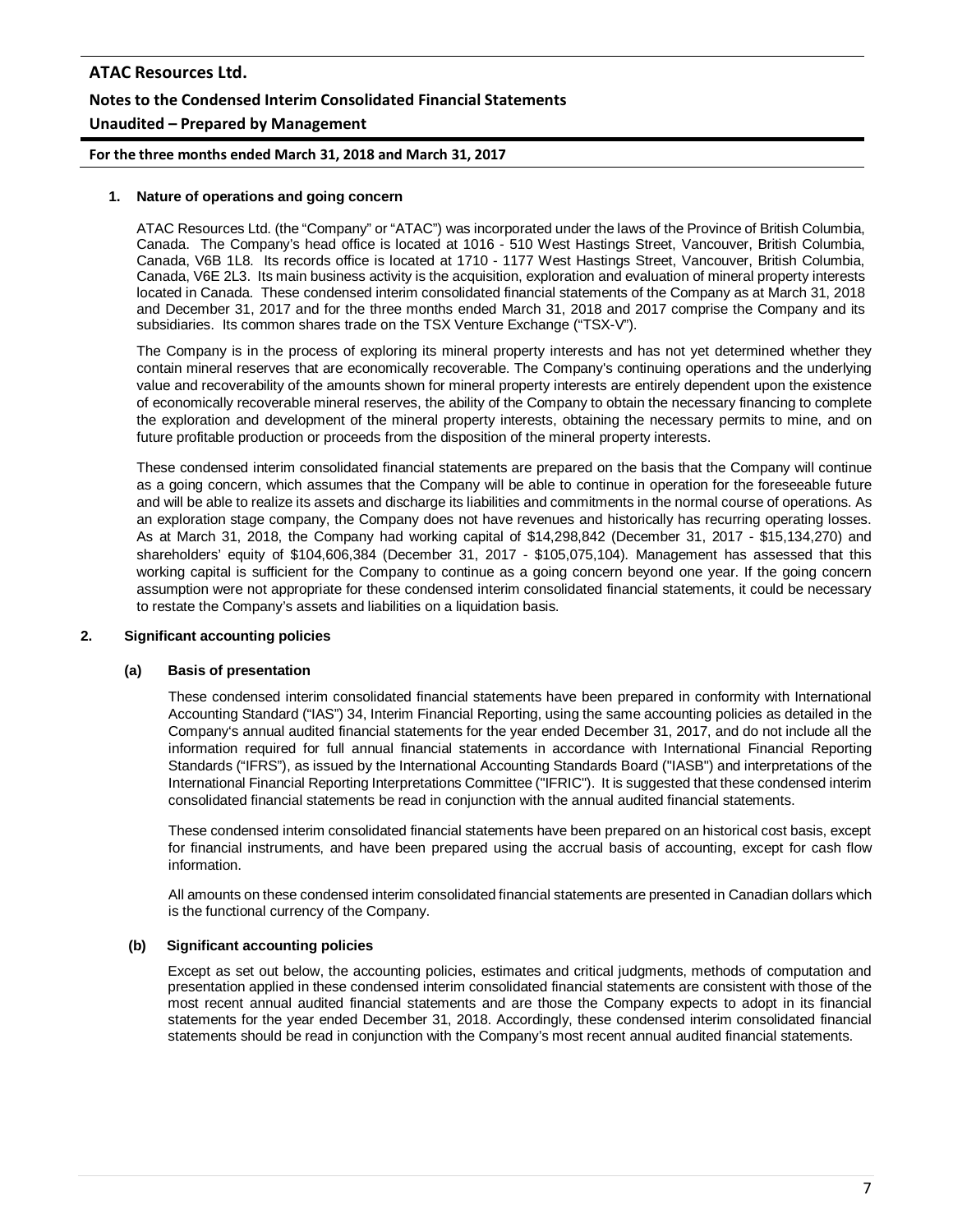## 1. Nature of operations and going concern

ATAC Resources Ltd. (the "Company" or "ATAC") was incorporated under the laws of the Province of British Columbia, Canada. The Company's head office is located at 1016 - 510 West Hastings Street, Vancouver, British Columbia, Canada, V6B 1L8. Its records office is located at 1710 - 1177 West Hastings Street, Vancouver, British Columbia, Canada, V6E 2L3. Its main business activity is the acquisition, exploration and evaluation of mineral property interests located in Canada. These condensed interim consolidated financial statements of the Company as at March 31, 2018 and December 31, 2017 and for the three months ended March 31, 2018 and 2017 comprise the Company and its subsidiaries. Its common shares trade on the TSX Venture Exchange ("TSX-V").

The Company is in the process of exploring its mineral property interests and has not yet determined whether they contain mineral reserves that are economically recoverable. The Company's continuing operations and the underlying value and recoverability of the amounts shown for mineral property interests are entirely dependent upon the existence of economically recoverable mineral reserves, the ability of the Company to obtain the necessary financing to complete the exploration and development of the mineral property interests, obtaining the necessary permits to mine, and on future profitable production or proceeds from the disposition of the mineral property interests.

These condensed interim consolidated financial statements are prepared on the basis that the Company will continue as a going concern, which assumes that the Company will be able to continue in operation for the foreseeable future and will be able to realize its assets and discharge its liabilities and commitments in the normal course of operations. As an exploration stage company, the Company does not have revenues and historically has recurring operating losses. As at March 31, 2018, the Company had working capital of $14,298,842 (December 31, 2017 - $15,134,270) and shareholders' equity of $104,606,384 (December 31, 2017 - $105,075,104). Management has assessed that this working capital is sufficient for the Company to continue as a going concern beyond one year. If the going concern assumption were not appropriate for these condensed interim consolidated financial statements, it could be necessary to restate the Company's assets and liabilities on a liquidation basis.

## 2. Significant accounting policies

### (a) Basis of presentation

These condensed interim consolidated financial statements have been prepared in conformity with International Accounting Standard ("IAS") 34, Interim Financial Reporting, using the same accounting policies as detailed in the Company's annual audited financial statements for the year ended December 31, 2017, and do not include all the information required for full annual financial statements in accordance with International Financial Reporting Standards ("IFRS"), as issued by the International Accounting Standards Board ("IASB") and interpretations of the International Financial Reporting Interpretations Committee ("IFRIC"). It is suggested that these condensed interim consolidated financial statements be read in conjunction with the annual audited financial statements.

These condensed interim consolidated financial statements have been prepared on an historical cost basis, except for financial instruments, and have been prepared using the accrual basis of accounting, except for cash flow information.

All amounts on these condensed interim consolidated financial statements are presented in Canadian dollars which is the functional currency of the Company.

### (b) Significant accounting policies

Except as set out below, the accounting policies, estimates and critical judgments, methods of computation and presentation applied in these condensed interim consolidated financial statements are consistent with those of the most recent annual audited financial statements and are those the Company expects to adopt in its financial statements for the year ended December 31, 2018. Accordingly, these condensed interim consolidated financial statements should be read in conjunction with the Company's most recent annual audited financial statements.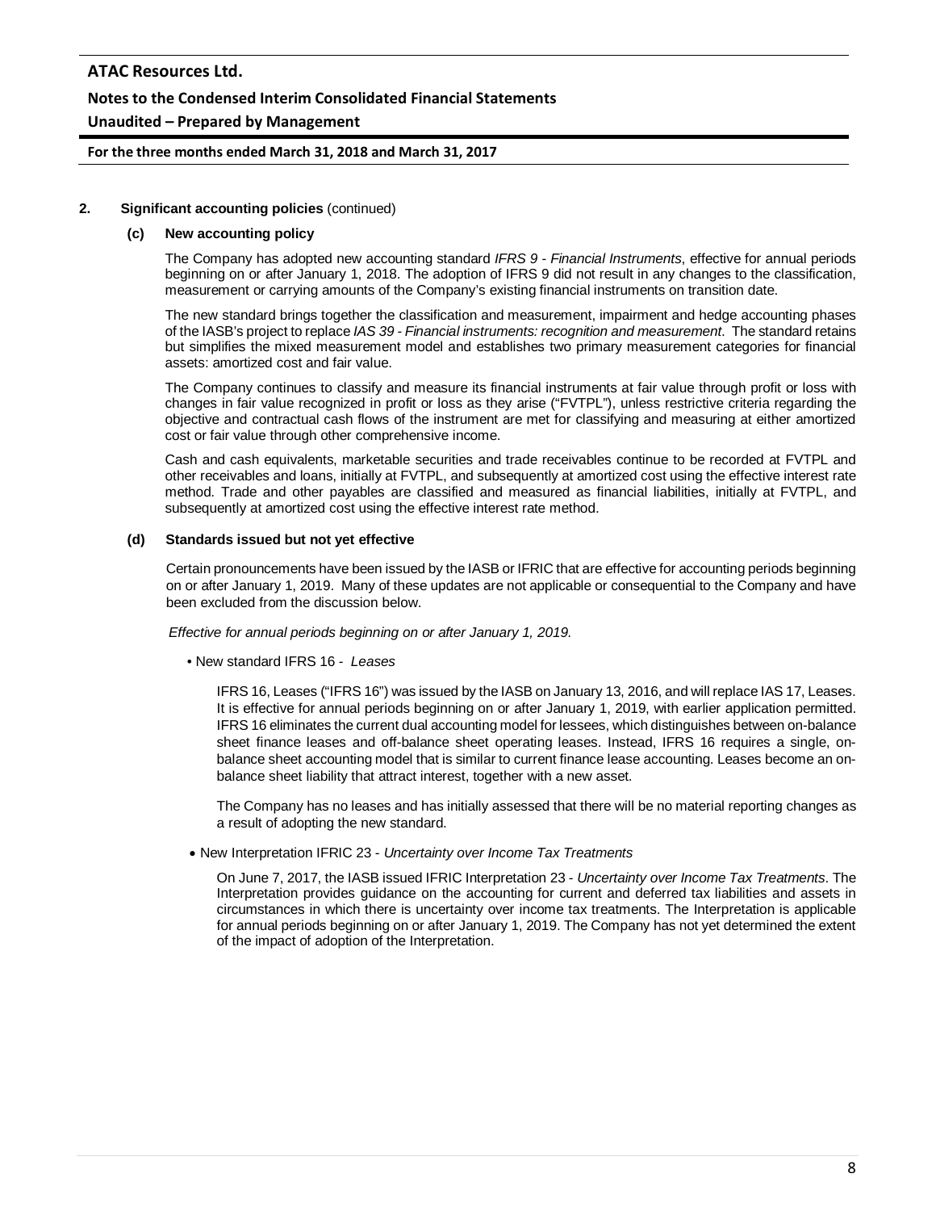## 2. Significant accounting policies (continued)

### (c) New accounting policy

The Company has adopted new accounting standard *IFRS 9 - Financial Instruments*, effective for annual periods beginning on or after January 1, 2018. The adoption of IFRS 9 did not result in any changes to the classification, measurement or carrying amounts of the Company's existing financial instruments on transition date.

The new standard brings together the classification and measurement, impairment and hedge accounting phases of the IASB's project to replace *IAS 39 - Financial instruments: recognition and measurement*. The standard retains but simplifies the mixed measurement model and establishes two primary measurement categories for financial assets: amortized cost and fair value.

The Company continues to classify and measure its financial instruments at fair value through profit or loss with changes in fair value recognized in profit or loss as they arise ("FVTPL"), unless restrictive criteria regarding the objective and contractual cash flows of the instrument are met for classifying and measuring at either amortized cost or fair value through other comprehensive income.

Cash and cash equivalents, marketable securities and trade receivables continue to be recorded at FVTPL and other receivables and loans, initially at FVTPL, and subsequently at amortized cost using the effective interest rate method. Trade and other payables are classified and measured as financial liabilities, initially at FVTPL, and subsequently at amortized cost using the effective interest rate method.

### (d) Standards issued but not yet effective

Certain pronouncements have been issued by the IASB or IFRIC that are effective for accounting periods beginning on or after January 1, 2019. Many of these updates are not applicable or consequential to the Company and have been excluded from the discussion below.

*Effective for annual periods beginning on or after January 1, 2019.*

- New standard IFRS 16 - *Leases*

  IFRS 16, Leases ("IFRS 16") was issued by the IASB on January 13, 2016, and will replace IAS 17, Leases. It is effective for annual periods beginning on or after January 1, 2019, with earlier application permitted. IFRS 16 eliminates the current dual accounting model for lessees, which distinguishes between on-balance sheet finance leases and off-balance sheet operating leases. Instead, IFRS 16 requires a single, on-balance sheet accounting model that is similar to current finance lease accounting. Leases become an on-balance sheet liability that attract interest, together with a new asset.

  The Company has no leases and has initially assessed that there will be no material reporting changes as a result of adopting the new standard.

- New Interpretation IFRIC 23 - *Uncertainty over Income Tax Treatments*

  On June 7, 2017, the IASB issued IFRIC Interpretation 23 - *Uncertainty over Income Tax Treatments*. The Interpretation provides guidance on the accounting for current and deferred tax liabilities and assets in circumstances in which there is uncertainty over income tax treatments. The Interpretation is applicable for annual periods beginning on or after January 1, 2019. The Company has not yet determined the extent of the impact of adoption of the Interpretation.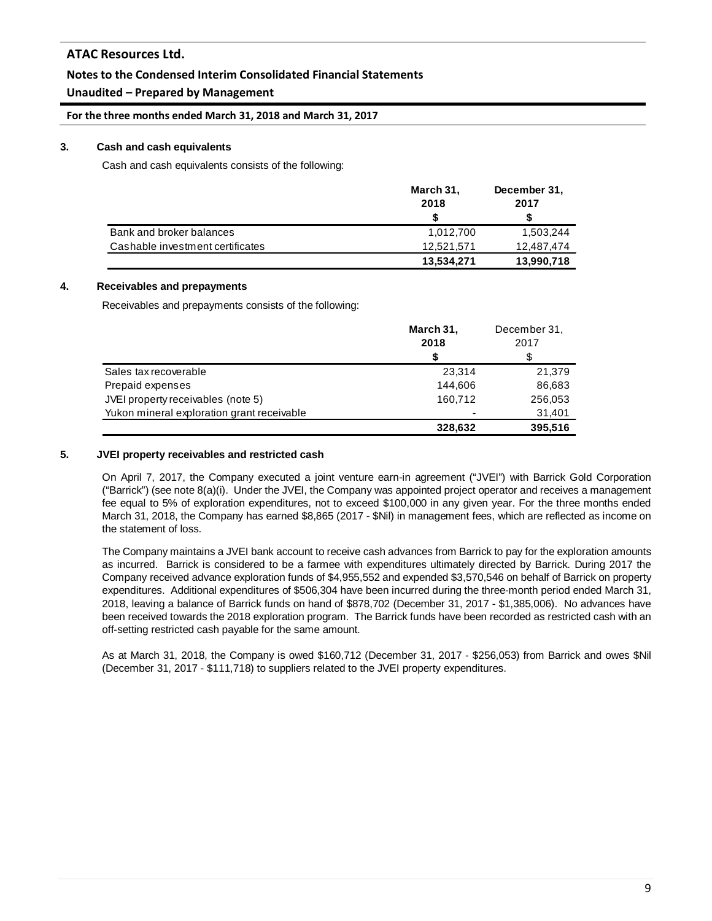### 3. Cash and cash equivalents

Cash and cash equivalents consists of the following:

| | March 31, 2018 $ | December 31, 2017 $ |
|---|---|---|
| Bank and broker balances | 1,012,700 | 1,503,244 |
| Cashable investment certificates | 12,521,571 | 12,487,474 |
| | **13,534,271** | **13,990,718** |

### 4. Receivables and prepayments

Receivables and prepayments consists of the following:

| | March 31, 2018 $ | December 31, 2017 $ |
|---|---|---|
| Sales tax recoverable | 23,314 | 21,379 |
| Prepaid expenses | 144,606 | 86,683 |
| JVEI property receivables (note 5) | 160,712 | 256,053 |
| Yukon mineral exploration grant receivable | - | 31,401 |
| | **328,632** | **395,516** |

### 5. JVEI property receivables and restricted cash

On April 7, 2017, the Company executed a joint venture earn-in agreement ("JVEI") with Barrick Gold Corporation ("Barrick") (see note 8(a)(i). Under the JVEI, the Company was appointed project operator and receives a management fee equal to 5% of exploration expenditures, not to exceed $100,000 in any given year. For the three months ended March 31, 2018, the Company has earned $8,865 (2017 - $Nil) in management fees, which are reflected as income on the statement of loss.

The Company maintains a JVEI bank account to receive cash advances from Barrick to pay for the exploration amounts as incurred. Barrick is considered to be a farmee with expenditures ultimately directed by Barrick. During 2017 the Company received advance exploration funds of $4,955,552 and expended $3,570,546 on behalf of Barrick on property expenditures. Additional expenditures of $506,304 have been incurred during the three-month period ended March 31, 2018, leaving a balance of Barrick funds on hand of $878,702 (December 31, 2017 - $1,385,006). No advances have been received towards the 2018 exploration program. The Barrick funds have been recorded as restricted cash with an off-setting restricted cash payable for the same amount.

As at March 31, 2018, the Company is owed $160,712 (December 31, 2017 - $256,053) from Barrick and owes $Nil (December 31, 2017 - $111,718) to suppliers related to the JVEI property expenditures.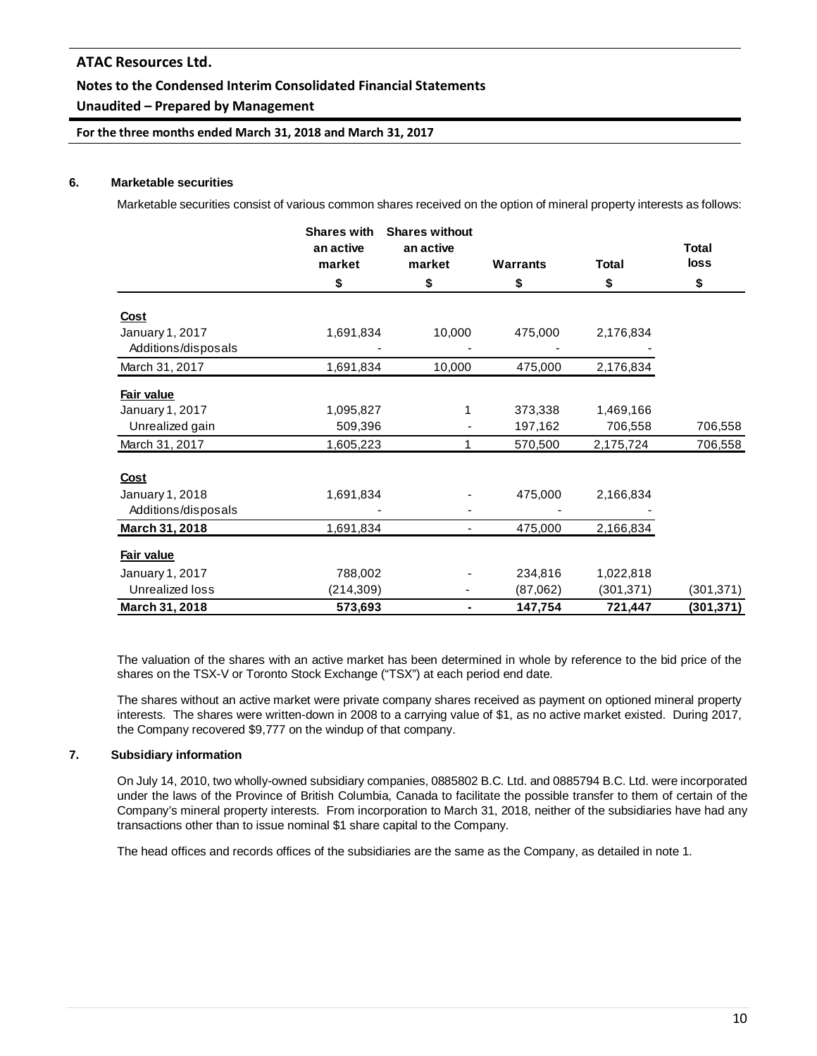## 6. Marketable securities

Marketable securities consist of various common shares received on the option of mineral property interests as follows:

| | Shares with an active market | Shares without an active market | Warrants | Total | Total loss |
|---|---|---|---|---|---|
| | $ | $ | $ | $ | $ |
| **Cost** | | | | | |
| January 1, 2017 | 1,691,834 | 10,000 | 475,000 | 2,176,834 | |
| Additions/disposals | - | - | - | - | |
| March 31, 2017 | 1,691,834 | 10,000 | 475,000 | 2,176,834 | |
| **Fair value** | | | | | |
| January 1, 2017 | 1,095,827 | 1 | 373,338 | 1,469,166 | |
| Unrealized gain | 509,396 | - | 197,162 | 706,558 | 706,558 |
| March 31, 2017 | 1,605,223 | 1 | 570,500 | 2,175,724 | 706,558 |
| **Cost** | | | | | |
| January 1, 2018 | 1,691,834 | - | 475,000 | 2,166,834 | |
| Additions/disposals | - | - | - | - | |
| **March 31, 2018** | 1,691,834 | - | 475,000 | 2,166,834 | |
| **Fair value** | | | | | |
| January 1, 2017 | 788,002 | - | 234,816 | 1,022,818 | |
| Unrealized loss | (214,309) | - | (87,062) | (301,371) | (301,371) |
| **March 31, 2018** | **573,693** | **-** | **147,754** | **721,447** | **(301,371)** |

The valuation of the shares with an active market has been determined in whole by reference to the bid price of the shares on the TSX-V or Toronto Stock Exchange ("TSX") at each period end date.

The shares without an active market were private company shares received as payment on optioned mineral property interests. The shares were written-down in 2008 to a carrying value of $1, as no active market existed. During 2017, the Company recovered $9,777 on the windup of that company.

## 7. Subsidiary information

On July 14, 2010, two wholly-owned subsidiary companies, 0885802 B.C. Ltd. and 0885794 B.C. Ltd. were incorporated under the laws of the Province of British Columbia, Canada to facilitate the possible transfer to them of certain of the Company's mineral property interests. From incorporation to March 31, 2018, neither of the subsidiaries have had any transactions other than to issue nominal $1 share capital to the Company.

The head offices and records offices of the subsidiaries are the same as the Company, as detailed in note 1.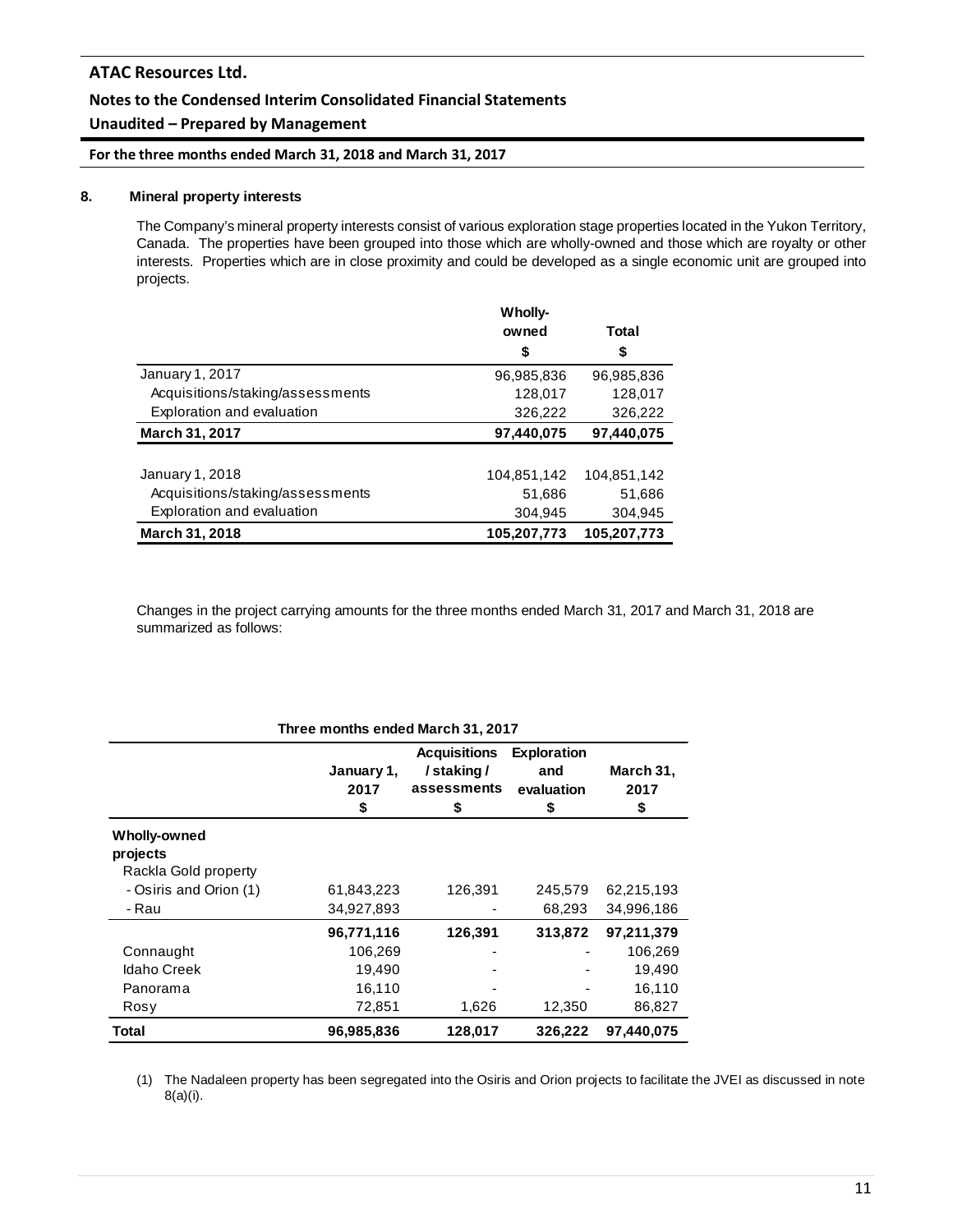## 8. Mineral property interests

The Company's mineral property interests consist of various exploration stage properties located in the Yukon Territory, Canada. The properties have been grouped into those which are wholly-owned and those which are royalty or other interests. Properties which are in close proximity and could be developed as a single economic unit are grouped into projects.

| | Wholly-owned $ | Total $ |
|---|---|---|
| January 1, 2017 | 96,985,836 | 96,985,836 |
| Acquisitions/staking/assessments | 128,017 | 128,017 |
| Exploration and evaluation | 326,222 | 326,222 |
| **March 31, 2017** | **97,440,075** | **97,440,075** |
| | | |
| January 1, 2018 | 104,851,142 | 104,851,142 |
| Acquisitions/staking/assessments | 51,686 | 51,686 |
| Exploration and evaluation | 304,945 | 304,945 |
| **March 31, 2018** | **105,207,773** | **105,207,773** |

Changes in the project carrying amounts for the three months ended March 31, 2017 and March 31, 2018 are summarized as follows:

**Three months ended March 31, 2017**

| | January 1, 2017 $ | Acquisitions / staking / assessments $ | Exploration and evaluation $ | March 31, 2017 $ |
|---|---|---|---|---|
| **Wholly-owned projects** | | | | |
| Rackla Gold property | | | | |
| - Osiris and Orion (1) | 61,843,223 | 126,391 | 245,579 | 62,215,193 |
| - Rau | 34,927,893 | - | 68,293 | 34,996,186 |
| | **96,771,116** | **126,391** | **313,872** | **97,211,379** |
| Connaught | 106,269 | - | - | 106,269 |
| Idaho Creek | 19,490 | - | - | 19,490 |
| Panorama | 16,110 | - | - | 16,110 |
| Rosy | 72,851 | 1,626 | 12,350 | 86,827 |
| **Total** | **96,985,836** | **128,017** | **326,222** | **97,440,075** |

(1) The Nadaleen property has been segregated into the Osiris and Orion projects to facilitate the JVEI as discussed in note 8(a)(i).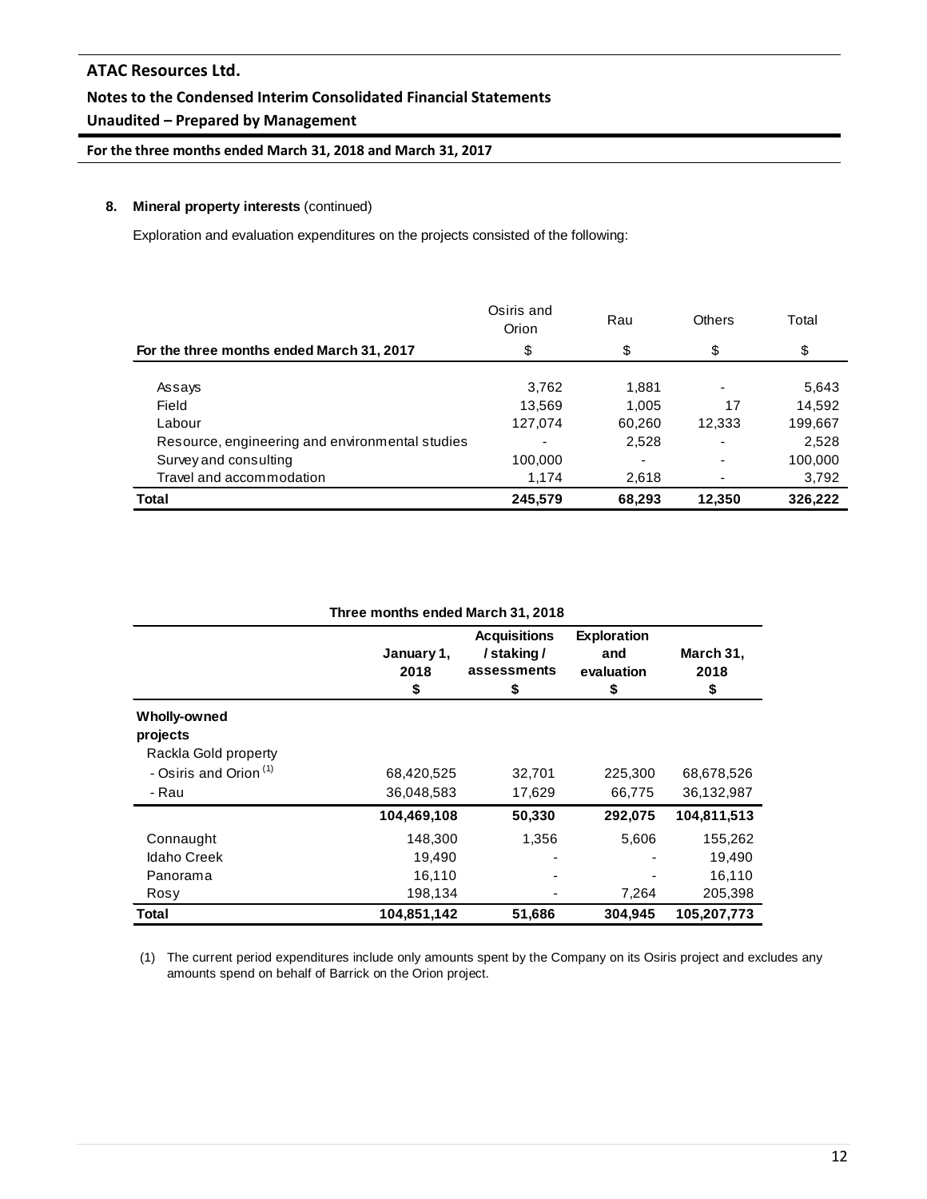## 8. Mineral property interests (continued)

Exploration and evaluation expenditures on the projects consisted of the following:

| For the three months ended March 31, 2017 | Osiris and Orion<br>$ | Rau<br>$ | Others<br>$ | Total<br>$ |
|---|---|---|---|---|
| Assays | 3,762 | 1,881 | - | 5,643 |
| Field | 13,569 | 1,005 | 17 | 14,592 |
| Labour | 127,074 | 60,260 | 12,333 | 199,667 |
| Resource, engineering and environmental studies | - | 2,528 | - | 2,528 |
| Survey and consulting | 100,000 | - | - | 100,000 |
| Travel and accommodation | 1,174 | 2,618 | - | 3,792 |
| **Total** | **245,579** | **68,293** | **12,350** | **326,222** |

**Three months ended March 31, 2018**

| | January 1, 2018<br>$ | Acquisitions / staking / assessments<br>$ | Exploration and evaluation<br>$ | March 31, 2018<br>$ |
|---|---|---|---|---|
| **Wholly-owned projects** | | | | |
| Rackla Gold property | | | | |
| - Osiris and Orion [(1)] | 68,420,525 | 32,701 | 225,300 | 68,678,526 |
| - Rau | 36,048,583 | 17,629 | 66,775 | 36,132,987 |
| | **104,469,108** | **50,330** | **292,075** | **104,811,513** |
| Connaught | 148,300 | 1,356 | 5,606 | 155,262 |
| Idaho Creek | 19,490 | - | - | 19,490 |
| Panorama | 16,110 | - | - | 16,110 |
| Rosy | 198,134 | - | 7,264 | 205,398 |
| **Total** | **104,851,142** | **51,686** | **304,945** | **105,207,773** |

(1) The current period expenditures include only amounts spent by the Company on its Osiris project and excludes any amounts spend on behalf of Barrick on the Orion project.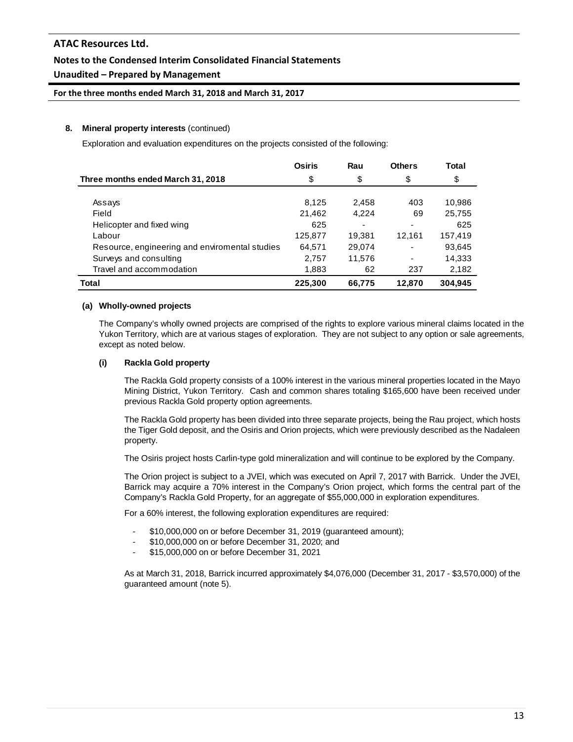**8. Mineral property interests** (continued)

Exploration and evaluation expenditures on the projects consisted of the following:

| Three months ended March 31, 2018 | Osiris<br>\$ | Rau<br>\$ | Others<br>\$ | Total<br>\$ |
|---|---|---|---|---|
| Assays | 8,125 | 2,458 | 403 | 10,986 |
| Field | 21,462 | 4,224 | 69 | 25,755 |
| Helicopter and fixed wing | 625 | - | - | 625 |
| Labour | 125,877 | 19,381 | 12,161 | 157,419 |
| Resource, engineering and enviromental studies | 64,571 | 29,074 | - | 93,645 |
| Surveys and consulting | 2,757 | 11,576 | - | 14,333 |
| Travel and accommodation | 1,883 | 62 | 237 | 2,182 |
| **Total** | **225,300** | **66,775** | **12,870** | **304,945** |

**(a) Wholly-owned projects**

The Company's wholly owned projects are comprised of the rights to explore various mineral claims located in the Yukon Territory, which are at various stages of exploration. They are not subject to any option or sale agreements, except as noted below.

**(i) Rackla Gold property**

The Rackla Gold property consists of a 100% interest in the various mineral properties located in the Mayo Mining District, Yukon Territory. Cash and common shares totaling $165,600 have been received under previous Rackla Gold property option agreements.

The Rackla Gold property has been divided into three separate projects, being the Rau project, which hosts the Tiger Gold deposit, and the Osiris and Orion projects, which were previously described as the Nadaleen property.

The Osiris project hosts Carlin-type gold mineralization and will continue to be explored by the Company.

The Orion project is subject to a JVEI, which was executed on April 7, 2017 with Barrick. Under the JVEI, Barrick may acquire a 70% interest in the Company's Orion project, which forms the central part of the Company's Rackla Gold Property, for an aggregate of $55,000,000 in exploration expenditures.

For a 60% interest, the following exploration expenditures are required:

- $10,000,000 on or before December 31, 2019 (guaranteed amount);
- $10,000,000 on or before December 31, 2020; and
- $15,000,000 on or before December 31, 2021

As at March 31, 2018, Barrick incurred approximately $4,076,000 (December 31, 2017 - $3,570,000) of the guaranteed amount (note 5).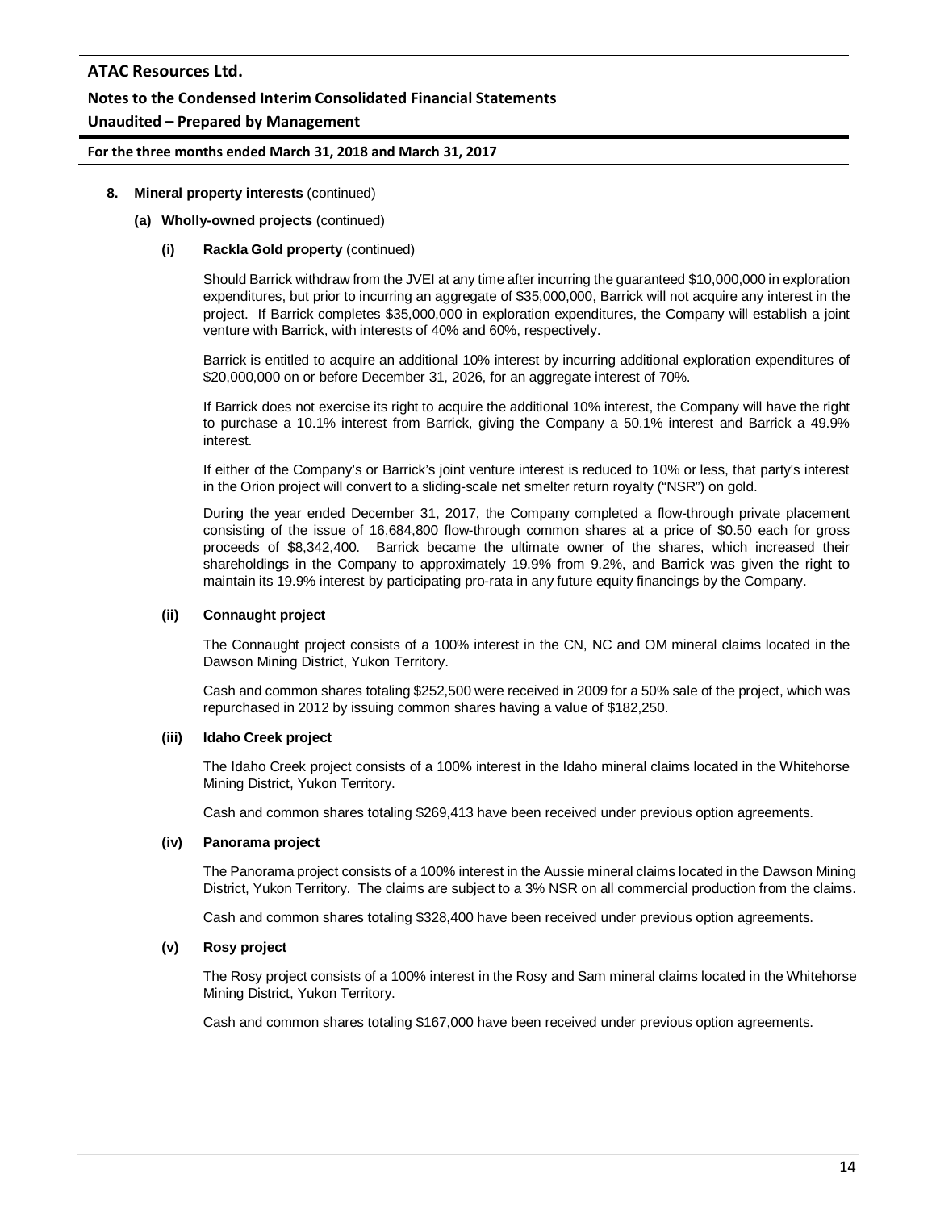**8. Mineral property interests** (continued)

**(a) Wholly-owned projects** (continued)

**(i) Rackla Gold property** (continued)

Should Barrick withdraw from the JVEI at any time after incurring the guaranteed $10,000,000 in exploration expenditures, but prior to incurring an aggregate of $35,000,000, Barrick will not acquire any interest in the project. If Barrick completes $35,000,000 in exploration expenditures, the Company will establish a joint venture with Barrick, with interests of 40% and 60%, respectively.

Barrick is entitled to acquire an additional 10% interest by incurring additional exploration expenditures of $20,000,000 on or before December 31, 2026, for an aggregate interest of 70%.

If Barrick does not exercise its right to acquire the additional 10% interest, the Company will have the right to purchase a 10.1% interest from Barrick, giving the Company a 50.1% interest and Barrick a 49.9% interest.

If either of the Company's or Barrick's joint venture interest is reduced to 10% or less, that party's interest in the Orion project will convert to a sliding-scale net smelter return royalty ("NSR") on gold.

During the year ended December 31, 2017, the Company completed a flow-through private placement consisting of the issue of 16,684,800 flow-through common shares at a price of $0.50 each for gross proceeds of $8,342,400. Barrick became the ultimate owner of the shares, which increased their shareholdings in the Company to approximately 19.9% from 9.2%, and Barrick was given the right to maintain its 19.9% interest by participating pro-rata in any future equity financings by the Company.

**(ii) Connaught project**

The Connaught project consists of a 100% interest in the CN, NC and OM mineral claims located in the Dawson Mining District, Yukon Territory.

Cash and common shares totaling $252,500 were received in 2009 for a 50% sale of the project, which was repurchased in 2012 by issuing common shares having a value of $182,250.

**(iii) Idaho Creek project**

The Idaho Creek project consists of a 100% interest in the Idaho mineral claims located in the Whitehorse Mining District, Yukon Territory.

Cash and common shares totaling $269,413 have been received under previous option agreements.

**(iv) Panorama project**

The Panorama project consists of a 100% interest in the Aussie mineral claims located in the Dawson Mining District, Yukon Territory. The claims are subject to a 3% NSR on all commercial production from the claims.

Cash and common shares totaling $328,400 have been received under previous option agreements.

**(v) Rosy project**

The Rosy project consists of a 100% interest in the Rosy and Sam mineral claims located in the Whitehorse Mining District, Yukon Territory.

Cash and common shares totaling $167,000 have been received under previous option agreements.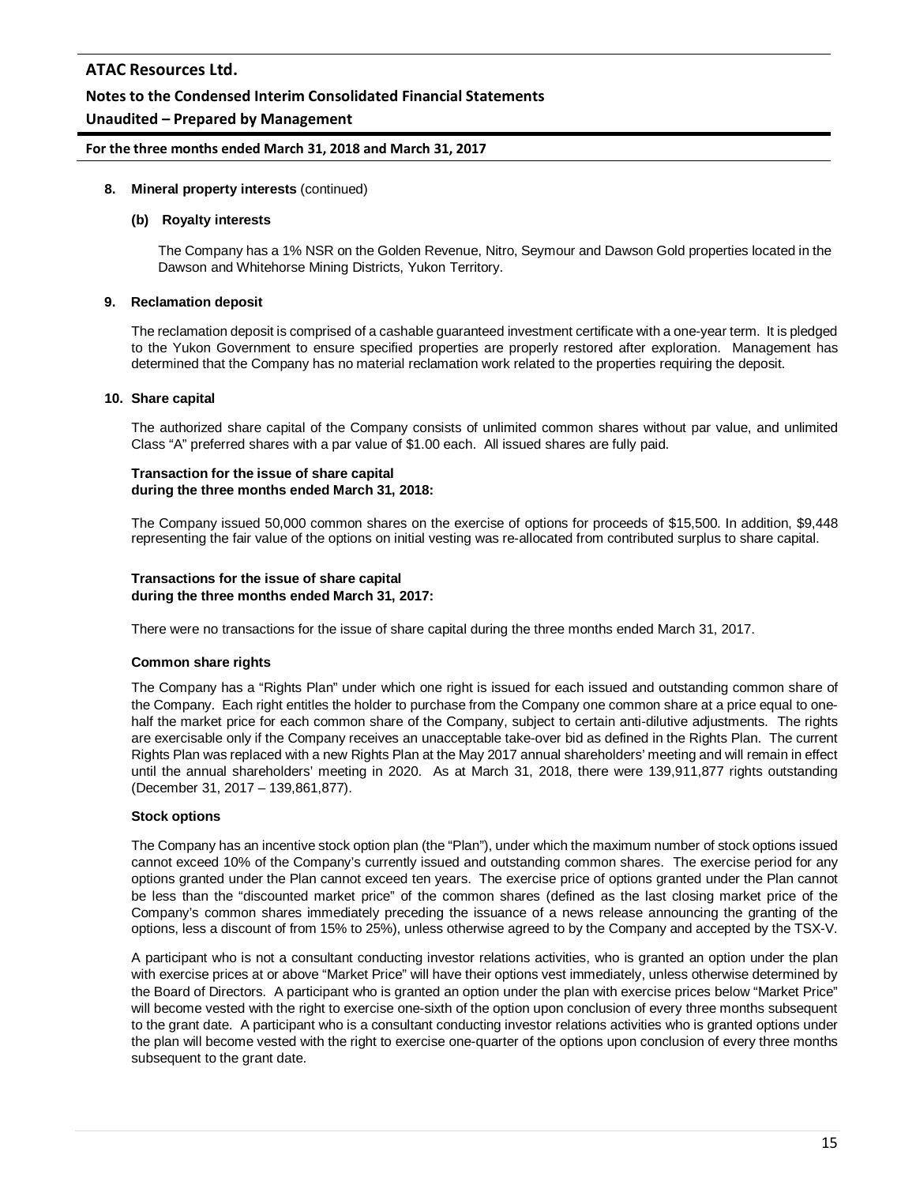**8. Mineral property interests** (continued)

**(b) Royalty interests**

The Company has a 1% NSR on the Golden Revenue, Nitro, Seymour and Dawson Gold properties located in the Dawson and Whitehorse Mining Districts, Yukon Territory.

**9. Reclamation deposit**

The reclamation deposit is comprised of a cashable guaranteed investment certificate with a one-year term. It is pledged to the Yukon Government to ensure specified properties are properly restored after exploration. Management has determined that the Company has no material reclamation work related to the properties requiring the deposit.

**10. Share capital**

The authorized share capital of the Company consists of unlimited common shares without par value, and unlimited Class "A" preferred shares with a par value of $1.00 each. All issued shares are fully paid.

**Transaction for the issue of share capital during the three months ended March 31, 2018:**

The Company issued 50,000 common shares on the exercise of options for proceeds of $15,500. In addition, $9,448 representing the fair value of the options on initial vesting was re-allocated from contributed surplus to share capital.

**Transactions for the issue of share capital during the three months ended March 31, 2017:**

There were no transactions for the issue of share capital during the three months ended March 31, 2017.

**Common share rights**

The Company has a "Rights Plan" under which one right is issued for each issued and outstanding common share of the Company. Each right entitles the holder to purchase from the Company one common share at a price equal to one-half the market price for each common share of the Company, subject to certain anti-dilutive adjustments. The rights are exercisable only if the Company receives an unacceptable take-over bid as defined in the Rights Plan. The current Rights Plan was replaced with a new Rights Plan at the May 2017 annual shareholders' meeting and will remain in effect until the annual shareholders' meeting in 2020. As at March 31, 2018, there were 139,911,877 rights outstanding (December 31, 2017 – 139,861,877).

**Stock options**

The Company has an incentive stock option plan (the "Plan"), under which the maximum number of stock options issued cannot exceed 10% of the Company's currently issued and outstanding common shares. The exercise period for any options granted under the Plan cannot exceed ten years. The exercise price of options granted under the Plan cannot be less than the "discounted market price" of the common shares (defined as the last closing market price of the Company's common shares immediately preceding the issuance of a news release announcing the granting of the options, less a discount of from 15% to 25%), unless otherwise agreed to by the Company and accepted by the TSX-V.

A participant who is not a consultant conducting investor relations activities, who is granted an option under the plan with exercise prices at or above "Market Price" will have their options vest immediately, unless otherwise determined by the Board of Directors. A participant who is granted an option under the plan with exercise prices below "Market Price" will become vested with the right to exercise one-sixth of the option upon conclusion of every three months subsequent to the grant date. A participant who is a consultant conducting investor relations activities who is granted options under the plan will become vested with the right to exercise one-quarter of the options upon conclusion of every three months subsequent to the grant date.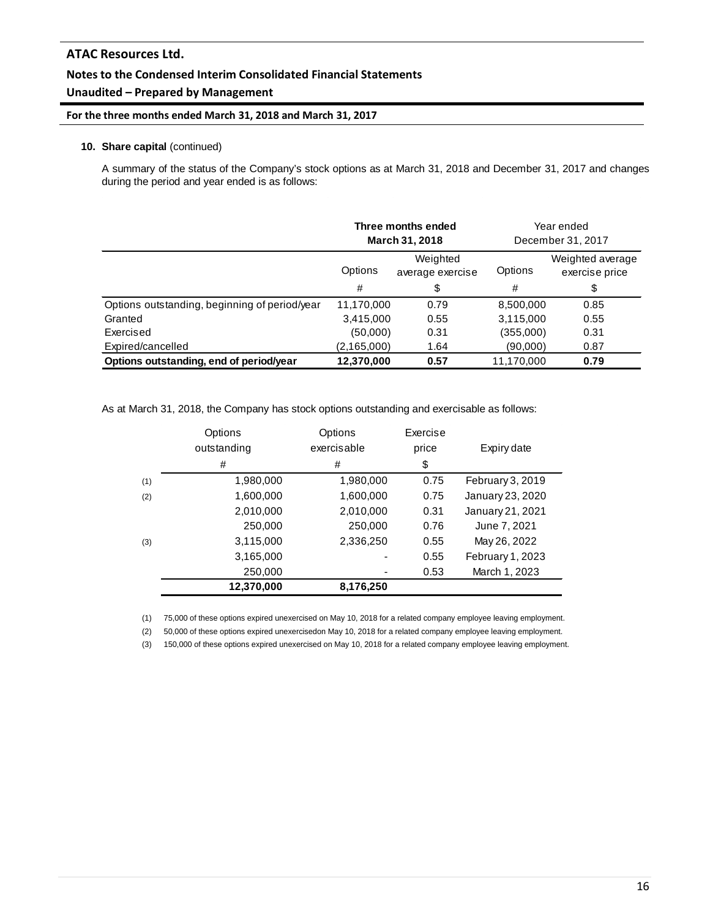**10. Share capital** (continued)

A summary of the status of the Company's stock options as at March 31, 2018 and December 31, 2017 and changes during the period and year ended is as follows:

| | Three months ended March 31, 2018 | | Year ended December 31, 2017 | |
|---|---|---|---|---|
| | Options | Weighted average exercise | Options | Weighted average exercise price |
| | # | $ | # | $ |
| Options outstanding, beginning of period/year | 11,170,000 | 0.79 | 8,500,000 | 0.85 |
| Granted | 3,415,000 | 0.55 | 3,115,000 | 0.55 |
| Exercised | (50,000) | 0.31 | (355,000) | 0.31 |
| Expired/cancelled | (2,165,000) | 1.64 | (90,000) | 0.87 |
| **Options outstanding, end of period/year** | **12,370,000** | **0.57** | 11,170,000 | **0.79** |

As at March 31, 2018, the Company has stock options outstanding and exercisable as follows:

| | Options outstanding | Options exercisable | Exercise price | Expiry date |
|---|---|---|---|---|
| | # | # | $ | |
| (1) | 1,980,000 | 1,980,000 | 0.75 | February 3, 2019 |
| (2) | 1,600,000 | 1,600,000 | 0.75 | January 23, 2020 |
| | 2,010,000 | 2,010,000 | 0.31 | January 21, 2021 |
| | 250,000 | 250,000 | 0.76 | June 7, 2021 |
| (3) | 3,115,000 | 2,336,250 | 0.55 | May 26, 2022 |
| | 3,165,000 | - | 0.55 | February 1, 2023 |
| | 250,000 | - | 0.53 | March 1, 2023 |
| | **12,370,000** | **8,176,250** | | |

(1) 75,000 of these options expired unexercised on May 10, 2018 for a related company employee leaving employment.

(2) 50,000 of these options expired unexercisedon May 10, 2018 for a related company employee leaving employment.

(3) 150,000 of these options expired unexercised on May 10, 2018 for a related company employee leaving employment.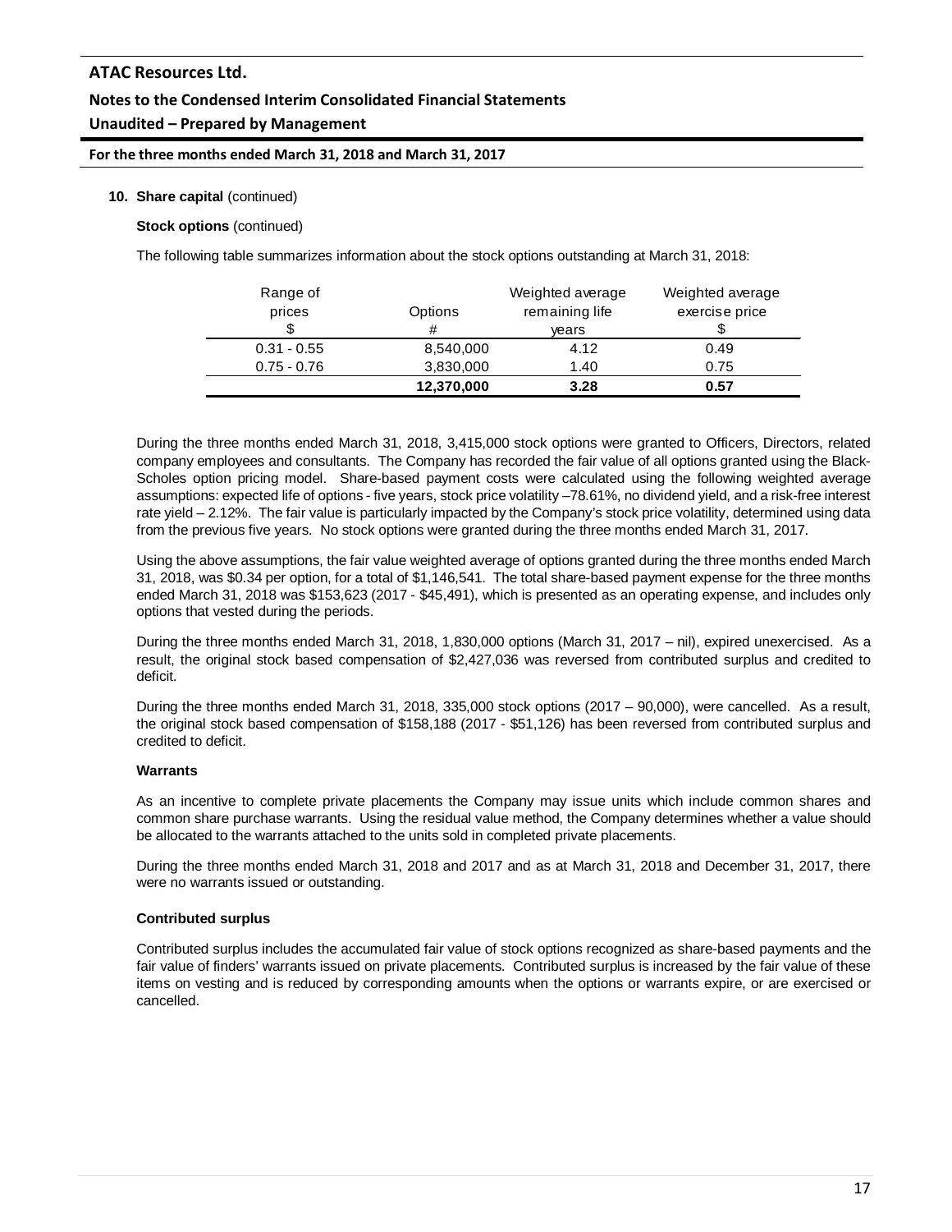**10. Share capital** (continued)

**Stock options** (continued)

The following table summarizes information about the stock options outstanding at March 31, 2018:

| Range of prices $ | Options # | Weighted average remaining life years | Weighted average exercise price $ |
|---|---|---|---|
| 0.31 - 0.55 | 8,540,000 | 4.12 | 0.49 |
| 0.75 - 0.76 | 3,830,000 | 1.40 | 0.75 |
| | **12,370,000** | **3.28** | **0.57** |

During the three months ended March 31, 2018, 3,415,000 stock options were granted to Officers, Directors, related company employees and consultants. The Company has recorded the fair value of all options granted using the Black-Scholes option pricing model. Share-based payment costs were calculated using the following weighted average assumptions: expected life of options - five years, stock price volatility –78.61%, no dividend yield, and a risk-free interest rate yield – 2.12%. The fair value is particularly impacted by the Company's stock price volatility, determined using data from the previous five years. No stock options were granted during the three months ended March 31, 2017.

Using the above assumptions, the fair value weighted average of options granted during the three months ended March 31, 2018, was $0.34 per option, for a total of $1,146,541. The total share-based payment expense for the three months ended March 31, 2018 was $153,623 (2017 - $45,491), which is presented as an operating expense, and includes only options that vested during the periods.

During the three months ended March 31, 2018, 1,830,000 options (March 31, 2017 – nil), expired unexercised. As a result, the original stock based compensation of $2,427,036 was reversed from contributed surplus and credited to deficit.

During the three months ended March 31, 2018, 335,000 stock options (2017 – 90,000), were cancelled. As a result, the original stock based compensation of $158,188 (2017 - $51,126) has been reversed from contributed surplus and credited to deficit.

**Warrants**

As an incentive to complete private placements the Company may issue units which include common shares and common share purchase warrants. Using the residual value method, the Company determines whether a value should be allocated to the warrants attached to the units sold in completed private placements.

During the three months ended March 31, 2018 and 2017 and as at March 31, 2018 and December 31, 2017, there were no warrants issued or outstanding.

**Contributed surplus**

Contributed surplus includes the accumulated fair value of stock options recognized as share-based payments and the fair value of finders' warrants issued on private placements. Contributed surplus is increased by the fair value of these items on vesting and is reduced by corresponding amounts when the options or warrants expire, or are exercised or cancelled.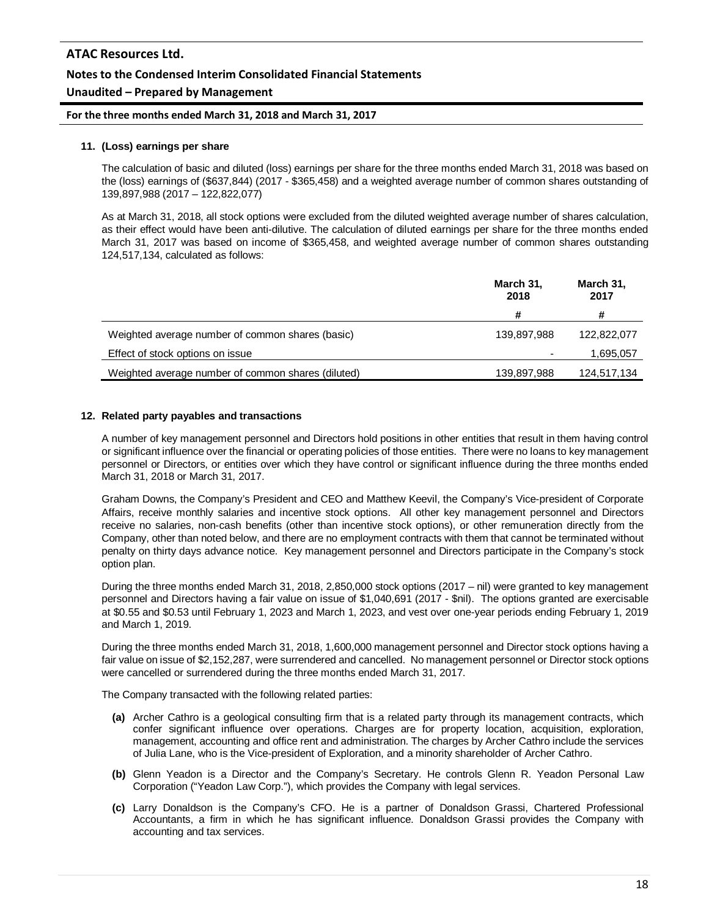## 11. (Loss) earnings per share

The calculation of basic and diluted (loss) earnings per share for the three months ended March 31, 2018 was based on the (loss) earnings of ($637,844) (2017 - $365,458) and a weighted average number of common shares outstanding of 139,897,988 (2017 – 122,822,077)

As at March 31, 2018, all stock options were excluded from the diluted weighted average number of shares calculation, as their effect would have been anti-dilutive. The calculation of diluted earnings per share for the three months ended March 31, 2017 was based on income of $365,458, and weighted average number of common shares outstanding 124,517,134, calculated as follows:

| | March 31, 2018 | March 31, 2017 |
|---|---|---|
| | # | # |
| Weighted average number of common shares (basic) | 139,897,988 | 122,822,077 |
| Effect of stock options on issue | - | 1,695,057 |
| Weighted average number of common shares (diluted) | 139,897,988 | 124,517,134 |

## 12. Related party payables and transactions

A number of key management personnel and Directors hold positions in other entities that result in them having control or significant influence over the financial or operating policies of those entities. There were no loans to key management personnel or Directors, or entities over which they have control or significant influence during the three months ended March 31, 2018 or March 31, 2017.

Graham Downs, the Company's President and CEO and Matthew Keevil, the Company's Vice-president of Corporate Affairs, receive monthly salaries and incentive stock options. All other key management personnel and Directors receive no salaries, non-cash benefits (other than incentive stock options), or other remuneration directly from the Company, other than noted below, and there are no employment contracts with them that cannot be terminated without penalty on thirty days advance notice. Key management personnel and Directors participate in the Company's stock option plan.

During the three months ended March 31, 2018, 2,850,000 stock options (2017 – nil) were granted to key management personnel and Directors having a fair value on issue of $1,040,691 (2017 - $nil). The options granted are exercisable at $0.55 and $0.53 until February 1, 2023 and March 1, 2023, and vest over one-year periods ending February 1, 2019 and March 1, 2019.

During the three months ended March 31, 2018, 1,600,000 management personnel and Director stock options having a fair value on issue of $2,152,287, were surrendered and cancelled. No management personnel or Director stock options were cancelled or surrendered during the three months ended March 31, 2017.

The Company transacted with the following related parties:

**(a)** Archer Cathro is a geological consulting firm that is a related party through its management contracts, which confer significant influence over operations. Charges are for property location, acquisition, exploration, management, accounting and office rent and administration. The charges by Archer Cathro include the services of Julia Lane, who is the Vice-president of Exploration, and a minority shareholder of Archer Cathro.

**(b)** Glenn Yeadon is a Director and the Company's Secretary. He controls Glenn R. Yeadon Personal Law Corporation ("Yeadon Law Corp."), which provides the Company with legal services.

**(c)** Larry Donaldson is the Company's CFO. He is a partner of Donaldson Grassi, Chartered Professional Accountants, a firm in which he has significant influence. Donaldson Grassi provides the Company with accounting and tax services.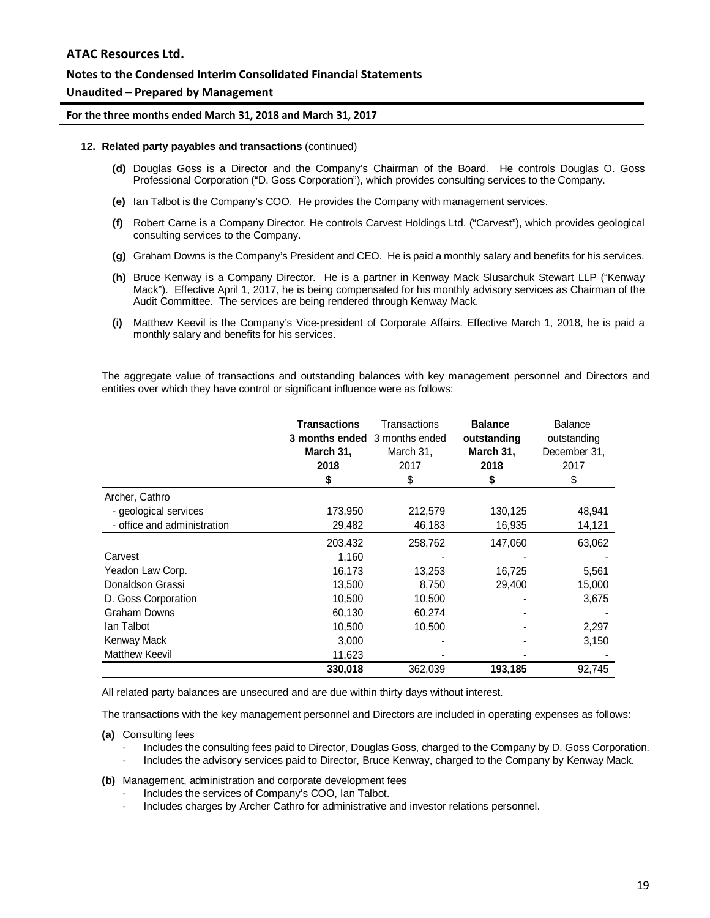**12. Related party payables and transactions** (continued)

**(d)** Douglas Goss is a Director and the Company's Chairman of the Board. He controls Douglas O. Goss Professional Corporation ("D. Goss Corporation"), which provides consulting services to the Company.

**(e)** Ian Talbot is the Company's COO. He provides the Company with management services.

**(f)** Robert Carne is a Company Director. He controls Carvest Holdings Ltd. ("Carvest"), which provides geological consulting services to the Company.

**(g)** Graham Downs is the Company's President and CEO. He is paid a monthly salary and benefits for his services.

**(h)** Bruce Kenway is a Company Director. He is a partner in Kenway Mack Slusarchuk Stewart LLP ("Kenway Mack"). Effective April 1, 2017, he is being compensated for his monthly advisory services as Chairman of the Audit Committee. The services are being rendered through Kenway Mack.

**(i)** Matthew Keevil is the Company's Vice-president of Corporate Affairs. Effective March 1, 2018, he is paid a monthly salary and benefits for his services.

The aggregate value of transactions and outstanding balances with key management personnel and Directors and entities over which they have control or significant influence were as follows:

| | **Transactions 3 months ended March 31, 2018 $** | Transactions 3 months ended March 31, 2017 $ | **Balance outstanding March 31, 2018 $** | Balance outstanding December 31, 2017 $ |
|---|---|---|---|---|
| Archer, Cathro | | | | |
| - geological services | 173,950 | 212,579 | 130,125 | 48,941 |
| - office and administration | 29,482 | 46,183 | 16,935 | 14,121 |
| | 203,432 | 258,762 | 147,060 | 63,062 |
| Carvest | 1,160 | - | - | - |
| Yeadon Law Corp. | 16,173 | 13,253 | 16,725 | 5,561 |
| Donaldson Grassi | 13,500 | 8,750 | 29,400 | 15,000 |
| D. Goss Corporation | 10,500 | 10,500 | - | 3,675 |
| Graham Downs | 60,130 | 60,274 | - | - |
| Ian Talbot | 10,500 | 10,500 | - | 2,297 |
| Kenway Mack | 3,000 | - | - | 3,150 |
| Matthew Keevil | 11,623 | - | - | - |
| | **330,018** | 362,039 | **193,185** | 92,745 |

All related party balances are unsecured and are due within thirty days without interest.

The transactions with the key management personnel and Directors are included in operating expenses as follows:

**(a)** Consulting fees
- Includes the consulting fees paid to Director, Douglas Goss, charged to the Company by D. Goss Corporation.
- Includes the advisory services paid to Director, Bruce Kenway, charged to the Company by Kenway Mack.

**(b)** Management, administration and corporate development fees
- Includes the services of Company's COO, Ian Talbot.
- Includes charges by Archer Cathro for administrative and investor relations personnel.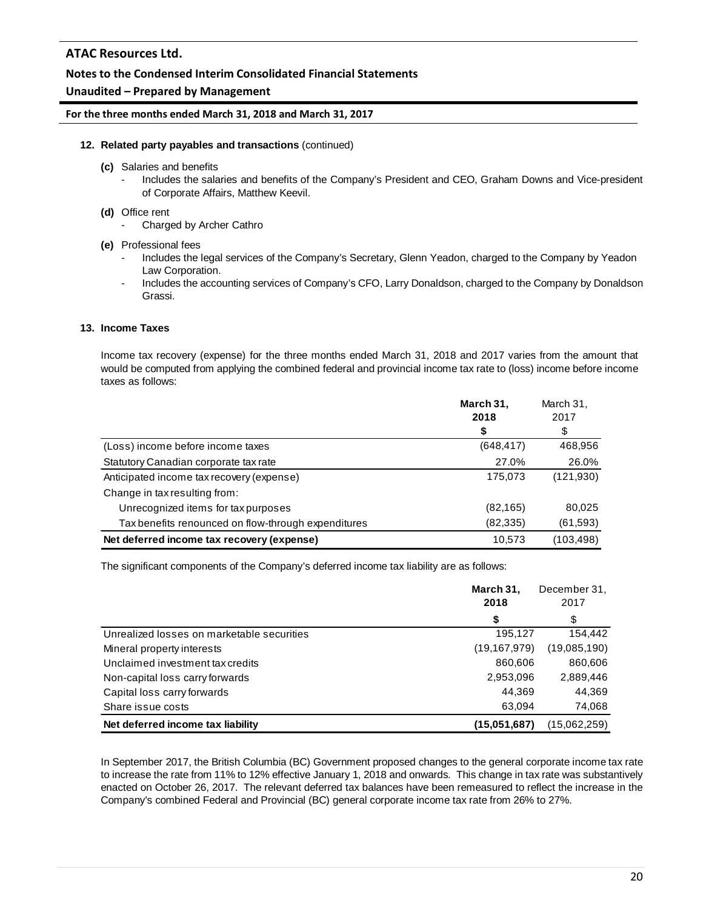## 12. Related party payables and transactions (continued)

**(c)** Salaries and benefits

- Includes the salaries and benefits of the Company's President and CEO, Graham Downs and Vice-president of Corporate Affairs, Matthew Keevil.

**(d)** Office rent

- Charged by Archer Cathro

**(e)** Professional fees

- Includes the legal services of the Company's Secretary, Glenn Yeadon, charged to the Company by Yeadon Law Corporation.
- Includes the accounting services of Company's CFO, Larry Donaldson, charged to the Company by Donaldson Grassi.

## 13. Income Taxes

Income tax recovery (expense) for the three months ended March 31, 2018 and 2017 varies from the amount that would be computed from applying the combined federal and provincial income tax rate to (loss) income before income taxes as follows:

| | **March 31, 2018** | March 31, 2017 |
|---|---|---|
| | **$** | $ |
| (Loss) income before income taxes | (648,417) | 468,956 |
| Statutory Canadian corporate tax rate | 27.0% | 26.0% |
| Anticipated income tax recovery (expense) | 175,073 | (121,930) |
| Change in tax resulting from: | | |
| Unrecognized items for tax purposes | (82,165) | 80,025 |
| Tax benefits renounced on flow-through expenditures | (82,335) | (61,593) |
| **Net deferred income tax recovery (expense)** | 10,573 | (103,498) |

The significant components of the Company's deferred income tax liability are as follows:

| | **March 31, 2018** | December 31, 2017 |
|---|---|---|
| | **$** | $ |
| Unrealized losses on marketable securities | 195,127 | 154,442 |
| Mineral property interests | (19,167,979) | (19,085,190) |
| Unclaimed investment tax credits | 860,606 | 860,606 |
| Non-capital loss carry forwards | 2,953,096 | 2,889,446 |
| Capital loss carry forwards | 44,369 | 44,369 |
| Share issue costs | 63,094 | 74,068 |
| **Net deferred income tax liability** | **(15,051,687)** | (15,062,259) |

In September 2017, the British Columbia (BC) Government proposed changes to the general corporate income tax rate to increase the rate from 11% to 12% effective January 1, 2018 and onwards. This change in tax rate was substantively enacted on October 26, 2017. The relevant deferred tax balances have been remeasured to reflect the increase in the Company's combined Federal and Provincial (BC) general corporate income tax rate from 26% to 27%.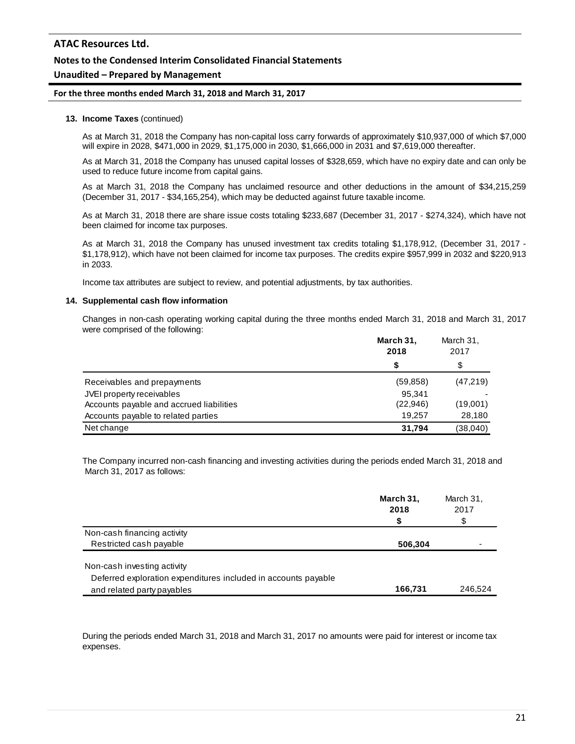**13. Income Taxes** (continued)

As at March 31, 2018 the Company has non-capital loss carry forwards of approximately $10,937,000 of which $7,000 will expire in 2028, $471,000 in 2029, $1,175,000 in 2030, $1,666,000 in 2031 and $7,619,000 thereafter.

As at March 31, 2018 the Company has unused capital losses of $328,659, which have no expiry date and can only be used to reduce future income from capital gains.

As at March 31, 2018 the Company has unclaimed resource and other deductions in the amount of $34,215,259 (December 31, 2017 - $34,165,254), which may be deducted against future taxable income.

As at March 31, 2018 there are share issue costs totaling $233,687 (December 31, 2017 - $274,324), which have not been claimed for income tax purposes.

As at March 31, 2018 the Company has unused investment tax credits totaling $1,178,912, (December 31, 2017 - $1,178,912), which have not been claimed for income tax purposes. The credits expire $957,999 in 2032 and $220,913 in 2033.

Income tax attributes are subject to review, and potential adjustments, by tax authorities.

**14. Supplemental cash flow information**

Changes in non-cash operating working capital during the three months ended March 31, 2018 and March 31, 2017 were comprised of the following:

| | **March 31, 2018** | March 31, 2017 |
|---|---|---|
| | **$** | $ |
| Receivables and prepayments | (59,858) | (47,219) |
| JVEI property receivables | 95,341 | - |
| Accounts payable and accrued liabilities | (22,946) | (19,001) |
| Accounts payable to related parties | 19,257 | 28,180 |
| Net change | **31,794** | (38,040) |

The Company incurred non-cash financing and investing activities during the periods ended March 31, 2018 and March 31, 2017 as follows:

| | **March 31, 2018** | March 31, 2017 |
|---|---|---|
| | **$** | $ |
| Non-cash financing activity | | |
| Restricted cash payable | **506,304** | - |
| Non-cash investing activity | | |
| Deferred exploration expenditures included in accounts payable and related party payables | **166,731** | 246,524 |

During the periods ended March 31, 2018 and March 31, 2017 no amounts were paid for interest or income tax expenses.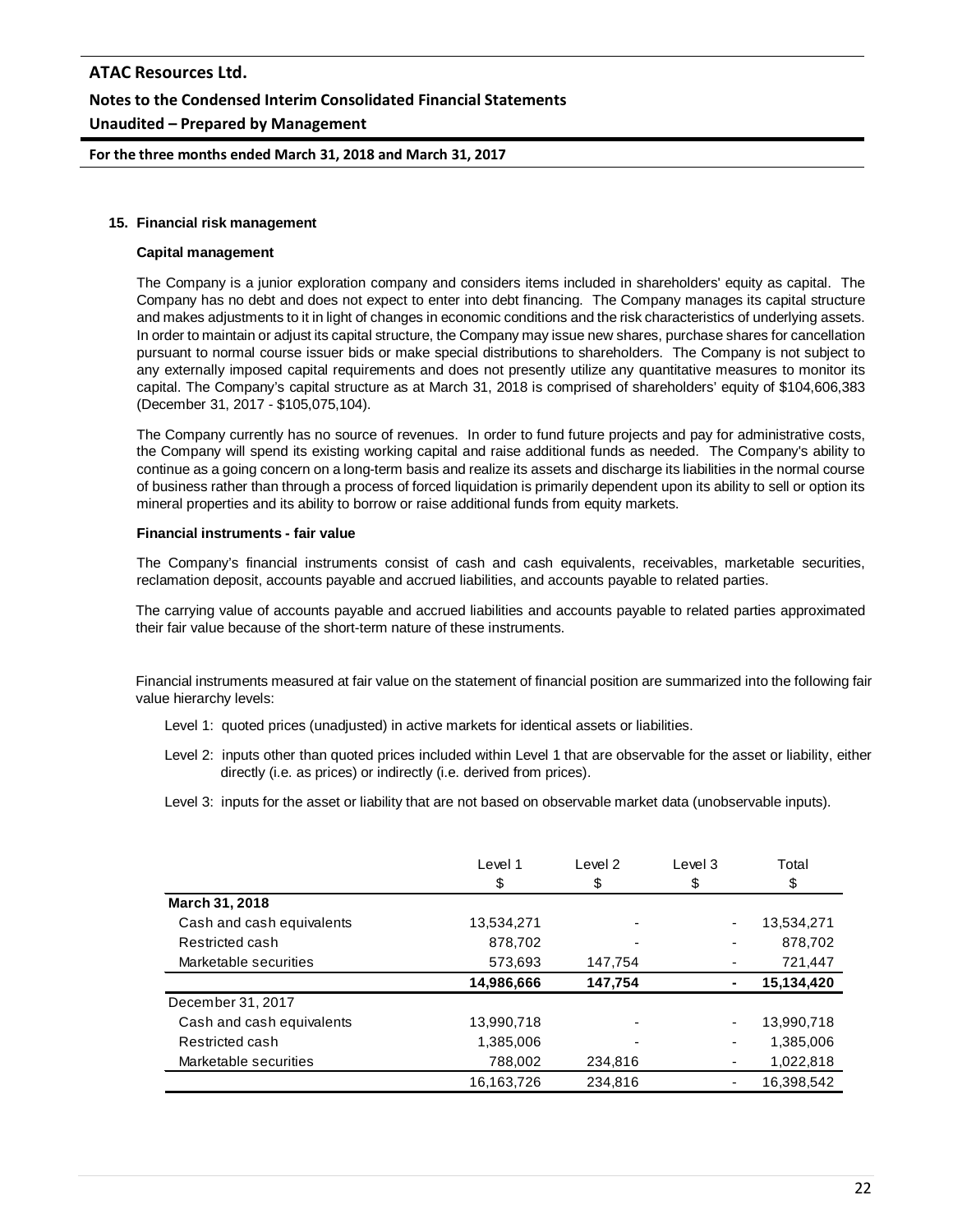## 15. Financial risk management

### Capital management

The Company is a junior exploration company and considers items included in shareholders' equity as capital. The Company has no debt and does not expect to enter into debt financing. The Company manages its capital structure and makes adjustments to it in light of changes in economic conditions and the risk characteristics of underlying assets. In order to maintain or adjust its capital structure, the Company may issue new shares, purchase shares for cancellation pursuant to normal course issuer bids or make special distributions to shareholders. The Company is not subject to any externally imposed capital requirements and does not presently utilize any quantitative measures to monitor its capital. The Company's capital structure as at March 31, 2018 is comprised of shareholders' equity of $104,606,383 (December 31, 2017 - $105,075,104).

The Company currently has no source of revenues. In order to fund future projects and pay for administrative costs, the Company will spend its existing working capital and raise additional funds as needed. The Company's ability to continue as a going concern on a long-term basis and realize its assets and discharge its liabilities in the normal course of business rather than through a process of forced liquidation is primarily dependent upon its ability to sell or option its mineral properties and its ability to borrow or raise additional funds from equity markets.

### Financial instruments - fair value

The Company's financial instruments consist of cash and cash equivalents, receivables, marketable securities, reclamation deposit, accounts payable and accrued liabilities, and accounts payable to related parties.

The carrying value of accounts payable and accrued liabilities and accounts payable to related parties approximated their fair value because of the short-term nature of these instruments.

Financial instruments measured at fair value on the statement of financial position are summarized into the following fair value hierarchy levels:

Level 1: quoted prices (unadjusted) in active markets for identical assets or liabilities.

Level 2: inputs other than quoted prices included within Level 1 that are observable for the asset or liability, either directly (i.e. as prices) or indirectly (i.e. derived from prices).

Level 3: inputs for the asset or liability that are not based on observable market data (unobservable inputs).

| | Level 1<br>$ | Level 2<br>$ | Level 3<br>$ | Total<br>$ |
|---|---|---|---|---|
| **March 31, 2018** | | | | |
| Cash and cash equivalents | 13,534,271 | - | - | 13,534,271 |
| Restricted cash | 878,702 | - | - | 878,702 |
| Marketable securities | 573,693 | 147,754 | - | 721,447 |
| | **14,986,666** | **147,754** | **-** | **15,134,420** |
| December 31, 2017 | | | | |
| Cash and cash equivalents | 13,990,718 | - | - | 13,990,718 |
| Restricted cash | 1,385,006 | - | - | 1,385,006 |
| Marketable securities | 788,002 | 234,816 | - | 1,022,818 |
| | 16,163,726 | 234,816 | - | 16,398,542 |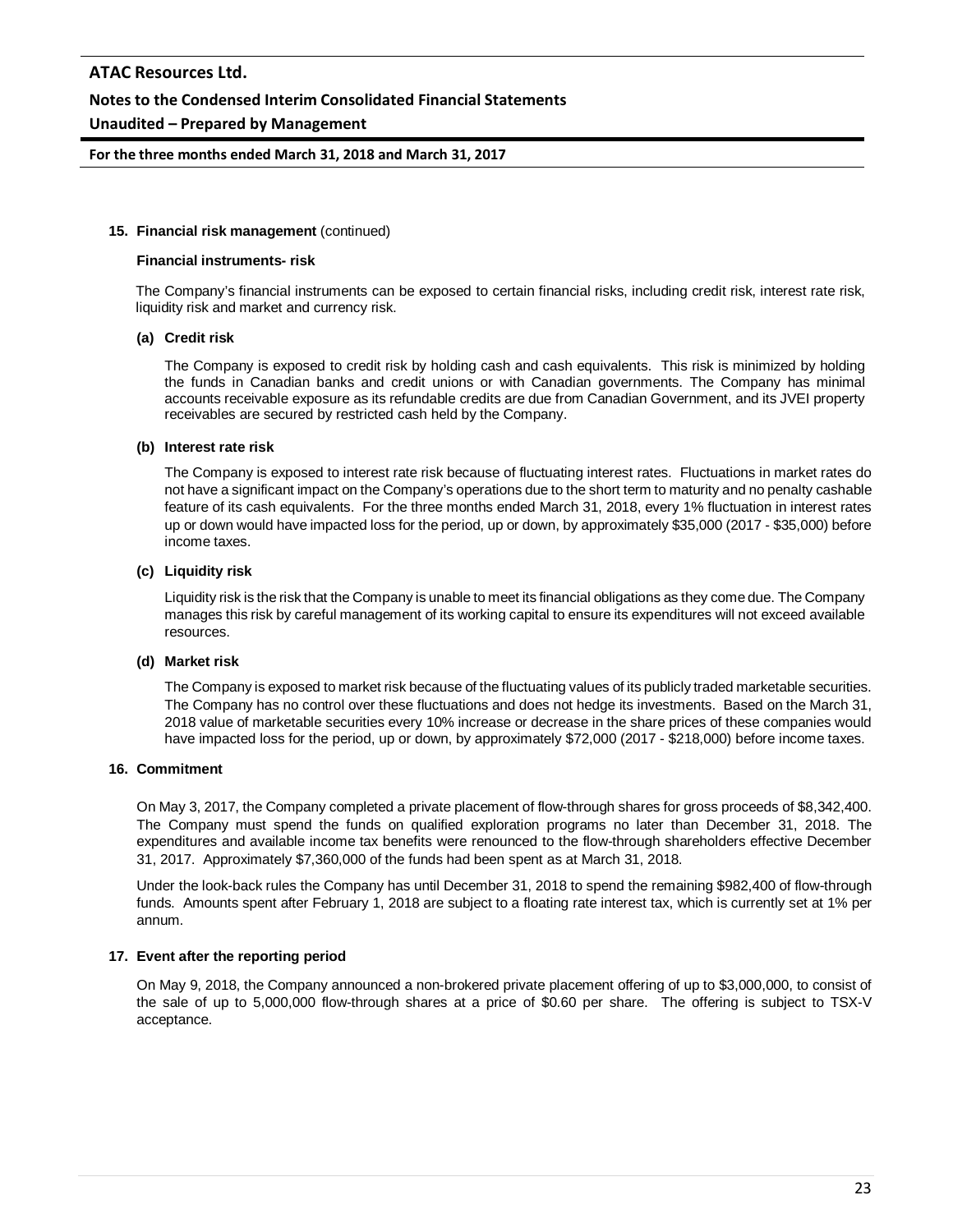**15. Financial risk management** (continued)

**Financial instruments- risk**

The Company's financial instruments can be exposed to certain financial risks, including credit risk, interest rate risk, liquidity risk and market and currency risk.

**(a) Credit risk**

The Company is exposed to credit risk by holding cash and cash equivalents. This risk is minimized by holding the funds in Canadian banks and credit unions or with Canadian governments. The Company has minimal accounts receivable exposure as its refundable credits are due from Canadian Government, and its JVEI property receivables are secured by restricted cash held by the Company.

**(b) Interest rate risk**

The Company is exposed to interest rate risk because of fluctuating interest rates. Fluctuations in market rates do not have a significant impact on the Company's operations due to the short term to maturity and no penalty cashable feature of its cash equivalents. For the three months ended March 31, 2018, every 1% fluctuation in interest rates up or down would have impacted loss for the period, up or down, by approximately $35,000 (2017 - $35,000) before income taxes.

**(c) Liquidity risk**

Liquidity risk is the risk that the Company is unable to meet its financial obligations as they come due. The Company manages this risk by careful management of its working capital to ensure its expenditures will not exceed available resources.

**(d) Market risk**

The Company is exposed to market risk because of the fluctuating values of its publicly traded marketable securities. The Company has no control over these fluctuations and does not hedge its investments. Based on the March 31, 2018 value of marketable securities every 10% increase or decrease in the share prices of these companies would have impacted loss for the period, up or down, by approximately $72,000 (2017 - $218,000) before income taxes.

**16. Commitment**

On May 3, 2017, the Company completed a private placement of flow-through shares for gross proceeds of $8,342,400. The Company must spend the funds on qualified exploration programs no later than December 31, 2018. The expenditures and available income tax benefits were renounced to the flow-through shareholders effective December 31, 2017. Approximately $7,360,000 of the funds had been spent as at March 31, 2018.

Under the look-back rules the Company has until December 31, 2018 to spend the remaining $982,400 of flow-through funds. Amounts spent after February 1, 2018 are subject to a floating rate interest tax, which is currently set at 1% per annum.

**17. Event after the reporting period**

On May 9, 2018, the Company announced a non-brokered private placement offering of up to $3,000,000, to consist of the sale of up to 5,000,000 flow-through shares at a price of $0.60 per share. The offering is subject to TSX-V acceptance.